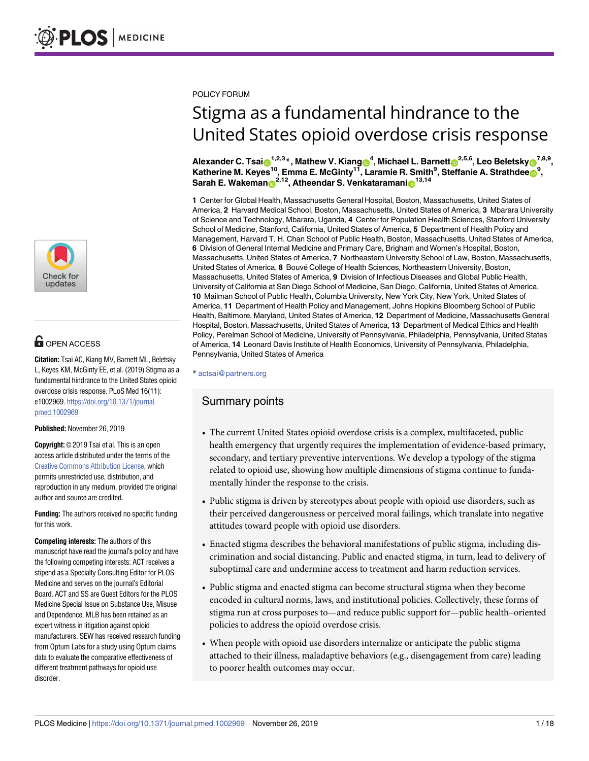POLICY FORUM

# Stigma as a fundamental hindrance to the United States opioid overdose crisis response

**Alexander C. Tsai[1,2,3]*, Mathew V. Kiang[4], Michael L. Barnett[2,5,6], Leo Beletsky[7,8,9], Katherine M. Keyes[10], Emma E. McGinty[11], Laramie R. Smith[9], Steffanie A. Strathdee[9], Sarah E. Wakeman[2,12], Atheendar S. Venkataramani[13,14]**

**1** Center for Global Health, Massachusetts General Hospital, Boston, Massachusetts, United States of America, **2** Harvard Medical School, Boston, Massachusetts, United States of America, **3** Mbarara University of Science and Technology, Mbarara, Uganda, **4** Center for Population Health Sciences, Stanford University School of Medicine, Stanford, California, United States of America, **5** Department of Health Policy and Management, Harvard T. H. Chan School of Public Health, Boston, Massachusetts, United States of America, **6** Division of General Internal Medicine and Primary Care, Brigham and Women's Hospital, Boston, Massachusetts, United States of America, **7** Northeastern University School of Law, Boston, Massachusetts, United States of America, **8** Bouvé College of Health Sciences, Northeastern University, Boston, Massachusetts, United States of America, **9** Division of Infectious Diseases and Global Public Health, University of California at San Diego School of Medicine, San Diego, California, United States of America, **10** Mailman School of Public Health, Columbia University, New York City, New York, United States of America, **11** Department of Health Policy and Management, Johns Hopkins Bloomberg School of Public Health, Baltimore, Maryland, United States of America, **12** Department of Medicine, Massachusetts General Hospital, Boston, Massachusetts, United States of America, **13** Department of Medical Ethics and Health Policy, Perelman School of Medicine, University of Pennsylvania, Philadelphia, Pennsylvania, United States of America, **14** Leonard Davis Institute of Health Economics, University of Pennsylvania, Philadelphia, Pennsylvania, United States of America

* actsai@partners.org

OPEN ACCESS

**Citation:** Tsai AC, Kiang MV, Barnett ML, Beletsky L, Keyes KM, McGinty EE, et al. (2019) Stigma as a fundamental hindrance to the United States opioid overdose crisis response. PLoS Med 16(11): e1002969. https://doi.org/10.1371/journal.pmed.1002969

**Published:** November 26, 2019

**Copyright:** © 2019 Tsai et al. This is an open access article distributed under the terms of the Creative Commons Attribution License, which permits unrestricted use, distribution, and reproduction in any medium, provided the original author and source are credited.

**Funding:** The authors received no specific funding for this work.

**Competing interests:** The authors of this manuscript have read the journal's policy and have the following competing interests: ACT receives a stipend as a Specialty Consulting Editor for PLOS Medicine and serves on the journal's Editorial Board. ACT and SS are Guest Editors for the PLOS Medicine Special Issue on Substance Use, Misuse and Dependence. MLB has been retained as an expert witness in litigation against opioid manufacturers. SEW has received research funding from Optum Labs for a study using Optum claims data to evaluate the comparative effectiveness of different treatment pathways for opioid use disorder.

## Summary points

- The current United States opioid overdose crisis is a complex, multifaceted, public health emergency that urgently requires the implementation of evidence-based primary, secondary, and tertiary preventive interventions. We develop a typology of the stigma related to opioid use, showing how multiple dimensions of stigma continue to fundamentally hinder the response to the crisis.
- Public stigma is driven by stereotypes about people with opioid use disorders, such as their perceived dangerousness or perceived moral failings, which translate into negative attitudes toward people with opioid use disorders.
- Enacted stigma describes the behavioral manifestations of public stigma, including discrimination and social distancing. Public and enacted stigma, in turn, lead to delivery of suboptimal care and undermine access to treatment and harm reduction services.
- Public stigma and enacted stigma can become structural stigma when they become encoded in cultural norms, laws, and institutional policies. Collectively, these forms of stigma run at cross purposes to—and reduce public support for—public health–oriented policies to address the opioid overdose crisis.
- When people with opioid use disorders internalize or anticipate the public stigma attached to their illness, maladaptive behaviors (e.g., disengagement from care) leading to poorer health outcomes may occur.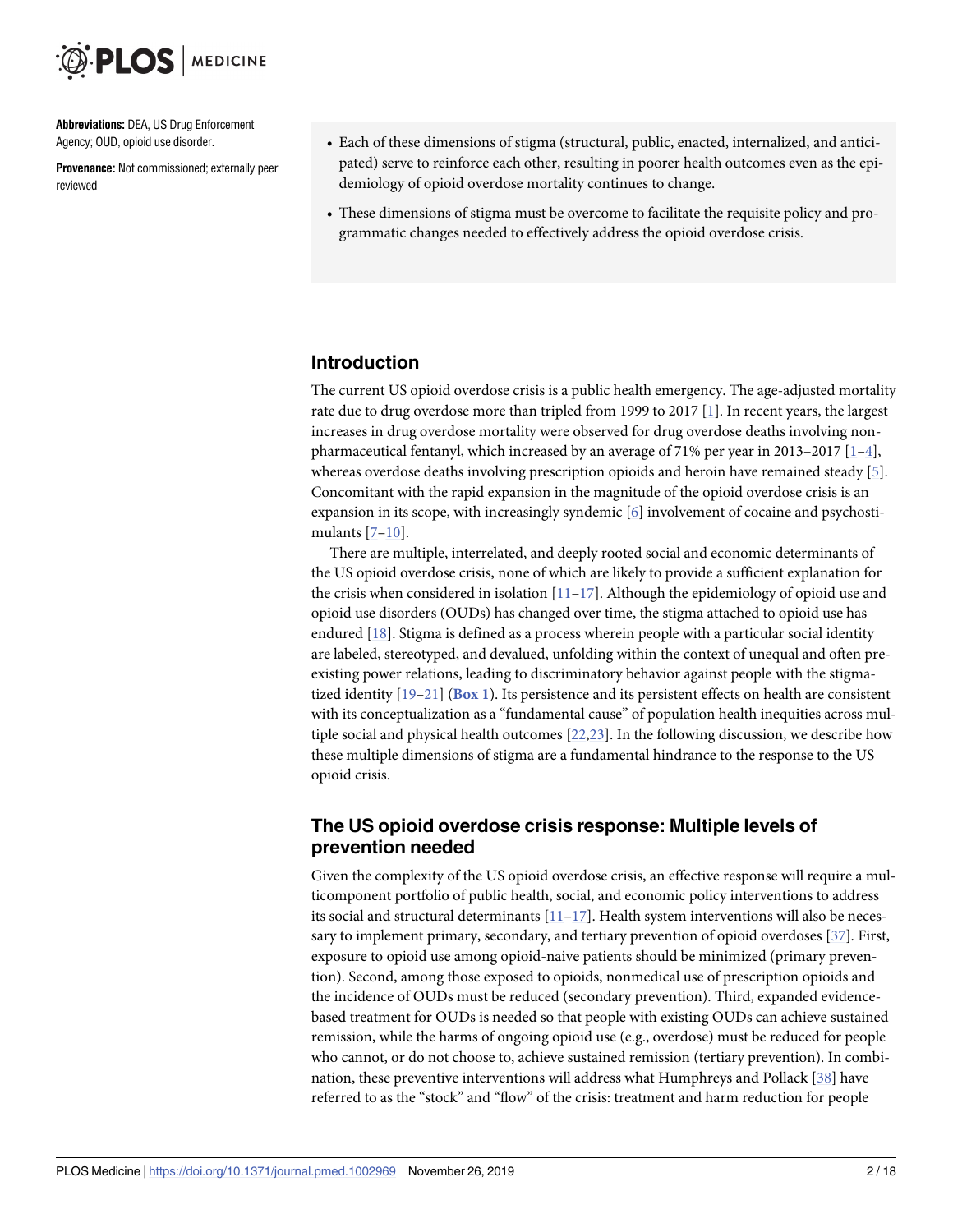**Abbreviations:** DEA, US Drug Enforcement Agency; OUD, opioid use disorder.

**Provenance:** Not commissioned; externally peer reviewed

- Each of these dimensions of stigma (structural, public, enacted, internalized, and anticipated) serve to reinforce each other, resulting in poorer health outcomes even as the epidemiology of opioid overdose mortality continues to change.
- These dimensions of stigma must be overcome to facilitate the requisite policy and programmatic changes needed to effectively address the opioid overdose crisis.

## Introduction

The current US opioid overdose crisis is a public health emergency. The age-adjusted mortality rate due to drug overdose more than tripled from 1999 to 2017 [1]. In recent years, the largest increases in drug overdose mortality were observed for drug overdose deaths involving nonpharmaceutical fentanyl, which increased by an average of 71% per year in 2013–2017 [1–4], whereas overdose deaths involving prescription opioids and heroin have remained steady [5]. Concomitant with the rapid expansion in the magnitude of the opioid overdose crisis is an expansion in its scope, with increasingly syndemic [6] involvement of cocaine and psychostimulants [7–10].

There are multiple, interrelated, and deeply rooted social and economic determinants of the US opioid overdose crisis, none of which are likely to provide a sufficient explanation for the crisis when considered in isolation [11–17]. Although the epidemiology of opioid use and opioid use disorders (OUDs) has changed over time, the stigma attached to opioid use has endured [18]. Stigma is defined as a process wherein people with a particular social identity are labeled, stereotyped, and devalued, unfolding within the context of unequal and often preexisting power relations, leading to discriminatory behavior against people with the stigmatized identity [19–21] (**Box 1**). Its persistence and its persistent effects on health are consistent with its conceptualization as a "fundamental cause" of population health inequities across multiple social and physical health outcomes [22,23]. In the following discussion, we describe how these multiple dimensions of stigma are a fundamental hindrance to the response to the US opioid crisis.

## The US opioid overdose crisis response: Multiple levels of prevention needed

Given the complexity of the US opioid overdose crisis, an effective response will require a multicomponent portfolio of public health, social, and economic policy interventions to address its social and structural determinants [11–17]. Health system interventions will also be necessary to implement primary, secondary, and tertiary prevention of opioid overdoses [37]. First, exposure to opioid use among opioid-naive patients should be minimized (primary prevention). Second, among those exposed to opioids, nonmedical use of prescription opioids and the incidence of OUDs must be reduced (secondary prevention). Third, expanded evidence-based treatment for OUDs is needed so that people with existing OUDs can achieve sustained remission, while the harms of ongoing opioid use (e.g., overdose) must be reduced for people who cannot, or do not choose to, achieve sustained remission (tertiary prevention). In combination, these preventive interventions will address what Humphreys and Pollack [38] have referred to as the "stock" and "flow" of the crisis: treatment and harm reduction for people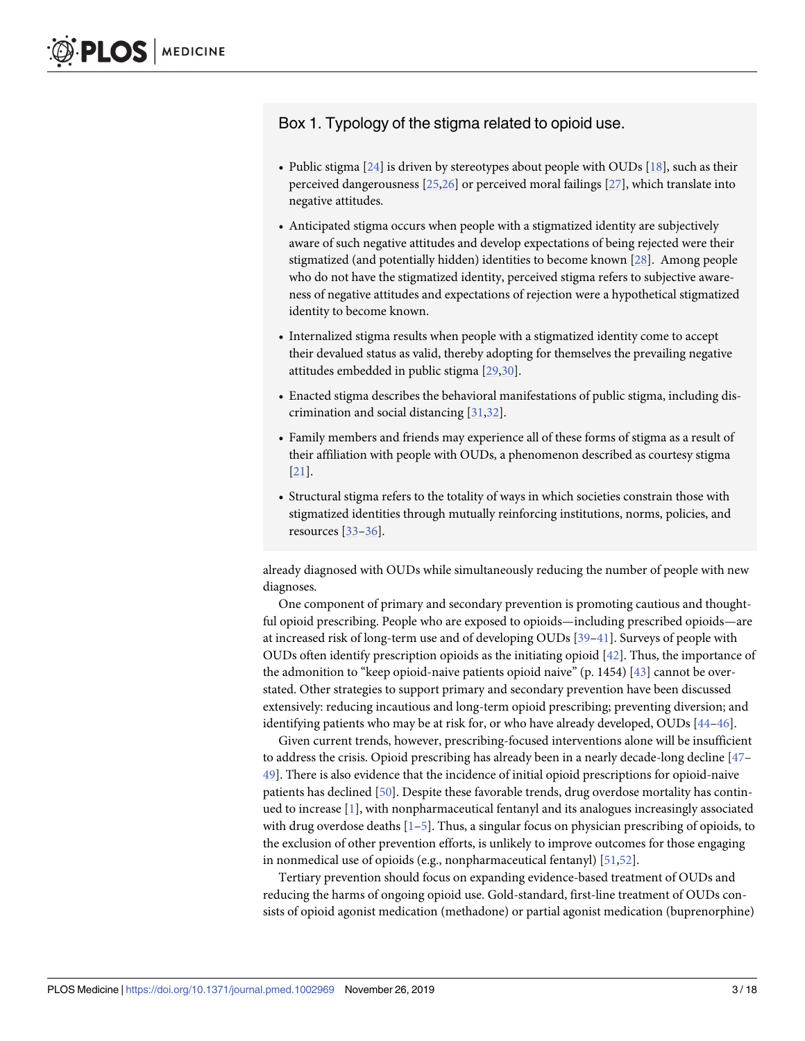### Box 1. Typology of the stigma related to opioid use.

- Public stigma [24] is driven by stereotypes about people with OUDs [18], such as their perceived dangerousness [25,26] or perceived moral failings [27], which translate into negative attitudes.
- Anticipated stigma occurs when people with a stigmatized identity are subjectively aware of such negative attitudes and develop expectations of being rejected were their stigmatized (and potentially hidden) identities to become known [28]. Among people who do not have the stigmatized identity, perceived stigma refers to subjective awareness of negative attitudes and expectations of rejection were a hypothetical stigmatized identity to become known.
- Internalized stigma results when people with a stigmatized identity come to accept their devalued status as valid, thereby adopting for themselves the prevailing negative attitudes embedded in public stigma [29,30].
- Enacted stigma describes the behavioral manifestations of public stigma, including discrimination and social distancing [31,32].
- Family members and friends may experience all of these forms of stigma as a result of their affiliation with people with OUDs, a phenomenon described as courtesy stigma [21].
- Structural stigma refers to the totality of ways in which societies constrain those with stigmatized identities through mutually reinforcing institutions, norms, policies, and resources [33–36].

already diagnosed with OUDs while simultaneously reducing the number of people with new diagnoses.

One component of primary and secondary prevention is promoting cautious and thoughtful opioid prescribing. People who are exposed to opioids—including prescribed opioids—are at increased risk of long-term use and of developing OUDs [39–41]. Surveys of people with OUDs often identify prescription opioids as the initiating opioid [42]. Thus, the importance of the admonition to "keep opioid-naive patients opioid naive" (p. 1454) [43] cannot be overstated. Other strategies to support primary and secondary prevention have been discussed extensively: reducing incautious and long-term opioid prescribing; preventing diversion; and identifying patients who may be at risk for, or who have already developed, OUDs [44–46].

Given current trends, however, prescribing-focused interventions alone will be insufficient to address the crisis. Opioid prescribing has already been in a nearly decade-long decline [47–49]. There is also evidence that the incidence of initial opioid prescriptions for opioid-naive patients has declined [50]. Despite these favorable trends, drug overdose mortality has continued to increase [1], with nonpharmaceutical fentanyl and its analogues increasingly associated with drug overdose deaths [1–5]. Thus, a singular focus on physician prescribing of opioids, to the exclusion of other prevention efforts, is unlikely to improve outcomes for those engaging in nonmedical use of opioids (e.g., nonpharmaceutical fentanyl) [51,52].

Tertiary prevention should focus on expanding evidence-based treatment of OUDs and reducing the harms of ongoing opioid use. Gold-standard, first-line treatment of OUDs consists of opioid agonist medication (methadone) or partial agonist medication (buprenorphine)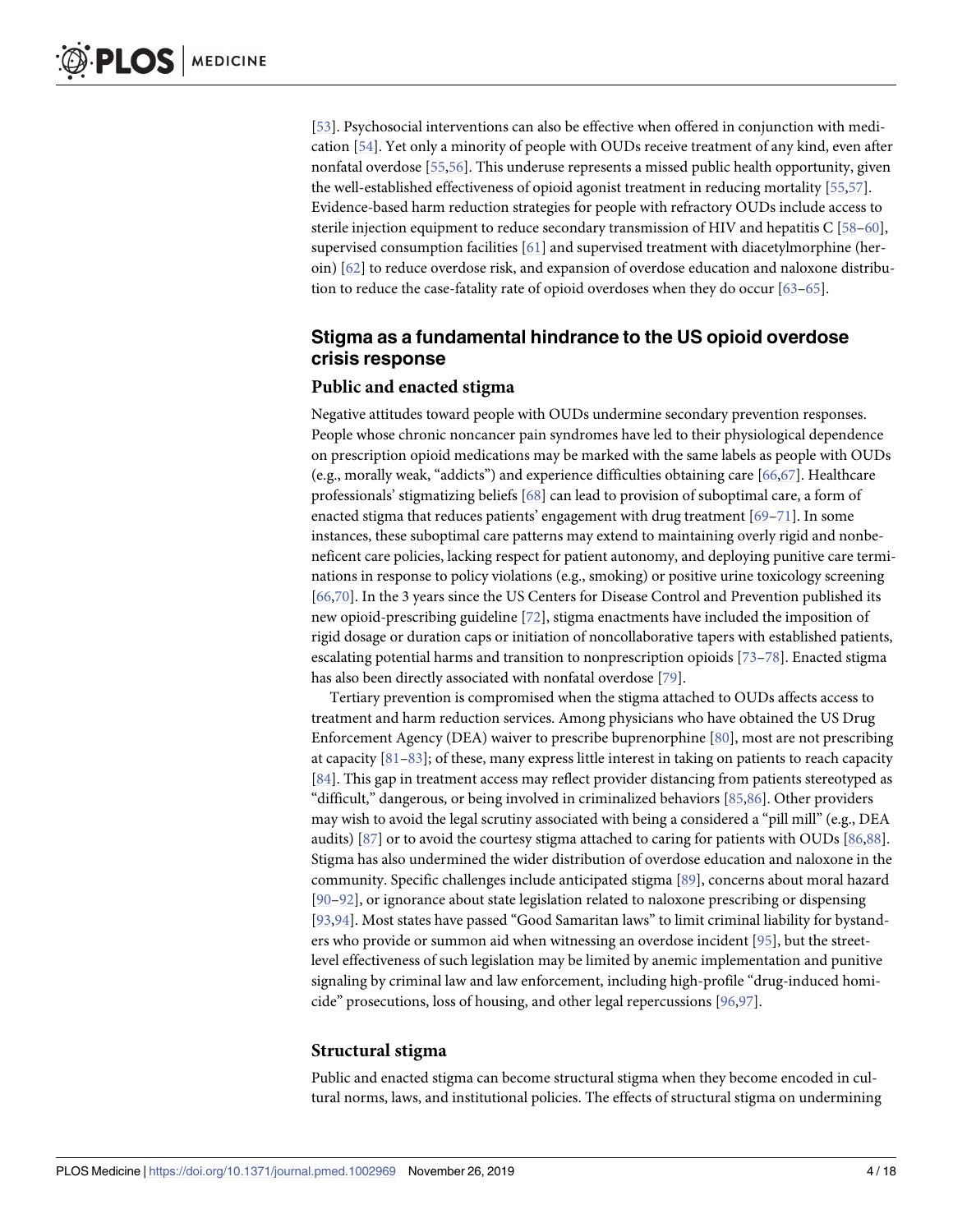[53]. Psychosocial interventions can also be effective when offered in conjunction with medication [54]. Yet only a minority of people with OUDs receive treatment of any kind, even after nonfatal overdose [55,56]. This underuse represents a missed public health opportunity, given the well-established effectiveness of opioid agonist treatment in reducing mortality [55,57]. Evidence-based harm reduction strategies for people with refractory OUDs include access to sterile injection equipment to reduce secondary transmission of HIV and hepatitis C [58–60], supervised consumption facilities [61] and supervised treatment with diacetylmorphine (heroin) [62] to reduce overdose risk, and expansion of overdose education and naloxone distribution to reduce the case-fatality rate of opioid overdoses when they do occur [63–65].

## Stigma as a fundamental hindrance to the US opioid overdose crisis response

### Public and enacted stigma

Negative attitudes toward people with OUDs undermine secondary prevention responses. People whose chronic noncancer pain syndromes have led to their physiological dependence on prescription opioid medications may be marked with the same labels as people with OUDs (e.g., morally weak, "addicts") and experience difficulties obtaining care [66,67]. Healthcare professionals' stigmatizing beliefs [68] can lead to provision of suboptimal care, a form of enacted stigma that reduces patients' engagement with drug treatment [69–71]. In some instances, these suboptimal care patterns may extend to maintaining overly rigid and nonbeneficent care policies, lacking respect for patient autonomy, and deploying punitive care terminations in response to policy violations (e.g., smoking) or positive urine toxicology screening [66,70]. In the 3 years since the US Centers for Disease Control and Prevention published its new opioid-prescribing guideline [72], stigma enactments have included the imposition of rigid dosage or duration caps or initiation of noncollaborative tapers with established patients, escalating potential harms and transition to nonprescription opioids [73–78]. Enacted stigma has also been directly associated with nonfatal overdose [79].

Tertiary prevention is compromised when the stigma attached to OUDs affects access to treatment and harm reduction services. Among physicians who have obtained the US Drug Enforcement Agency (DEA) waiver to prescribe buprenorphine [80], most are not prescribing at capacity [81–83]; of these, many express little interest in taking on patients to reach capacity [84]. This gap in treatment access may reflect provider distancing from patients stereotyped as "difficult," dangerous, or being involved in criminalized behaviors [85,86]. Other providers may wish to avoid the legal scrutiny associated with being a considered a "pill mill" (e.g., DEA audits) [87] or to avoid the courtesy stigma attached to caring for patients with OUDs [86,88]. Stigma has also undermined the wider distribution of overdose education and naloxone in the community. Specific challenges include anticipated stigma [89], concerns about moral hazard [90–92], or ignorance about state legislation related to naloxone prescribing or dispensing [93,94]. Most states have passed "Good Samaritan laws" to limit criminal liability for bystanders who provide or summon aid when witnessing an overdose incident [95], but the street-level effectiveness of such legislation may be limited by anemic implementation and punitive signaling by criminal law and law enforcement, including high-profile "drug-induced homicide" prosecutions, loss of housing, and other legal repercussions [96,97].

### Structural stigma

Public and enacted stigma can become structural stigma when they become encoded in cultural norms, laws, and institutional policies. The effects of structural stigma on undermining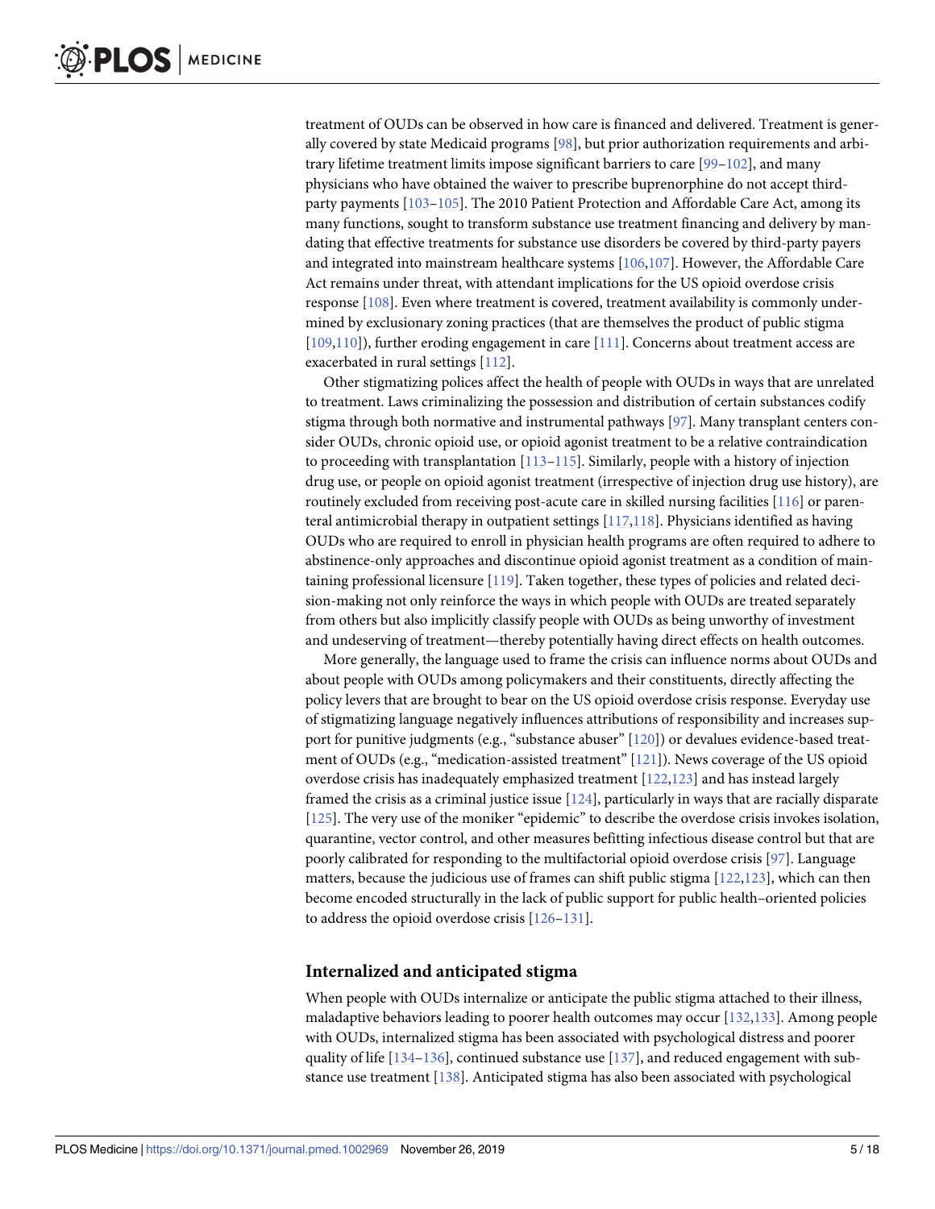treatment of OUDs can be observed in how care is financed and delivered. Treatment is generally covered by state Medicaid programs [98], but prior authorization requirements and arbitrary lifetime treatment limits impose significant barriers to care [99–102], and many physicians who have obtained the waiver to prescribe buprenorphine do not accept third-party payments [103–105]. The 2010 Patient Protection and Affordable Care Act, among its many functions, sought to transform substance use treatment financing and delivery by mandating that effective treatments for substance use disorders be covered by third-party payers and integrated into mainstream healthcare systems [106,107]. However, the Affordable Care Act remains under threat, with attendant implications for the US opioid overdose crisis response [108]. Even where treatment is covered, treatment availability is commonly undermined by exclusionary zoning practices (that are themselves the product of public stigma [109,110]), further eroding engagement in care [111]. Concerns about treatment access are exacerbated in rural settings [112].

Other stigmatizing polices affect the health of people with OUDs in ways that are unrelated to treatment. Laws criminalizing the possession and distribution of certain substances codify stigma through both normative and instrumental pathways [97]. Many transplant centers consider OUDs, chronic opioid use, or opioid agonist treatment to be a relative contraindication to proceeding with transplantation [113–115]. Similarly, people with a history of injection drug use, or people on opioid agonist treatment (irrespective of injection drug use history), are routinely excluded from receiving post-acute care in skilled nursing facilities [116] or parenteral antimicrobial therapy in outpatient settings [117,118]. Physicians identified as having OUDs who are required to enroll in physician health programs are often required to adhere to abstinence-only approaches and discontinue opioid agonist treatment as a condition of maintaining professional licensure [119]. Taken together, these types of policies and related decision-making not only reinforce the ways in which people with OUDs are treated separately from others but also implicitly classify people with OUDs as being unworthy of investment and undeserving of treatment—thereby potentially having direct effects on health outcomes.

More generally, the language used to frame the crisis can influence norms about OUDs and about people with OUDs among policymakers and their constituents, directly affecting the policy levers that are brought to bear on the US opioid overdose crisis response. Everyday use of stigmatizing language negatively influences attributions of responsibility and increases support for punitive judgments (e.g., "substance abuser" [120]) or devalues evidence-based treatment of OUDs (e.g., "medication-assisted treatment" [121]). News coverage of the US opioid overdose crisis has inadequately emphasized treatment [122,123] and has instead largely framed the crisis as a criminal justice issue [124], particularly in ways that are racially disparate [125]. The very use of the moniker "epidemic" to describe the overdose crisis invokes isolation, quarantine, vector control, and other measures befitting infectious disease control but that are poorly calibrated for responding to the multifactorial opioid overdose crisis [97]. Language matters, because the judicious use of frames can shift public stigma [122,123], which can then become encoded structurally in the lack of public support for public health–oriented policies to address the opioid overdose crisis [126–131].

## Internalized and anticipated stigma

When people with OUDs internalize or anticipate the public stigma attached to their illness, maladaptive behaviors leading to poorer health outcomes may occur [132,133]. Among people with OUDs, internalized stigma has been associated with psychological distress and poorer quality of life [134–136], continued substance use [137], and reduced engagement with substance use treatment [138]. Anticipated stigma has also been associated with psychological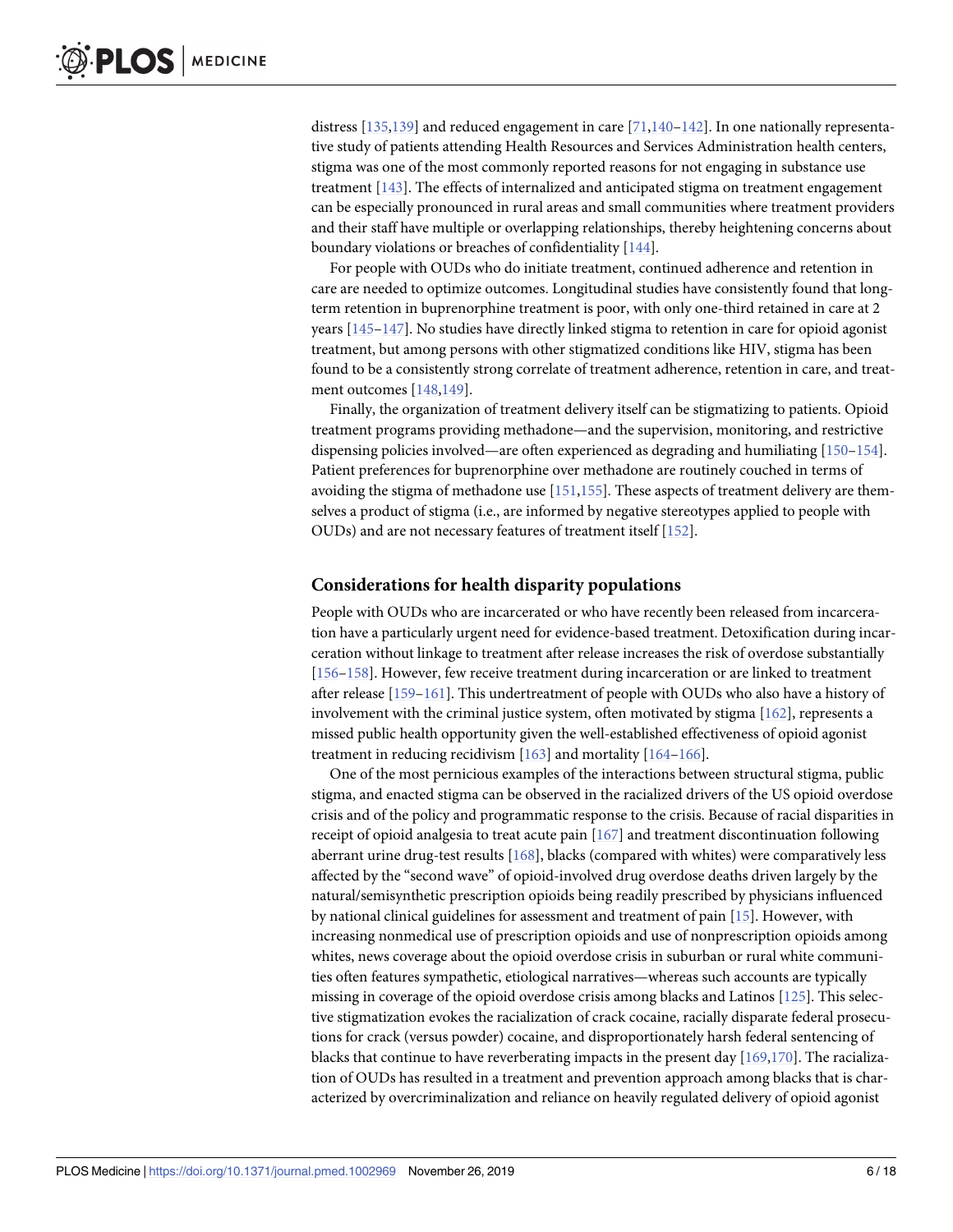distress [135,139] and reduced engagement in care [71,140–142]. In one nationally representative study of patients attending Health Resources and Services Administration health centers, stigma was one of the most commonly reported reasons for not engaging in substance use treatment [143]. The effects of internalized and anticipated stigma on treatment engagement can be especially pronounced in rural areas and small communities where treatment providers and their staff have multiple or overlapping relationships, thereby heightening concerns about boundary violations or breaches of confidentiality [144].

For people with OUDs who do initiate treatment, continued adherence and retention in care are needed to optimize outcomes. Longitudinal studies have consistently found that long-term retention in buprenorphine treatment is poor, with only one-third retained in care at 2 years [145–147]. No studies have directly linked stigma to retention in care for opioid agonist treatment, but among persons with other stigmatized conditions like HIV, stigma has been found to be a consistently strong correlate of treatment adherence, retention in care, and treatment outcomes [148,149].

Finally, the organization of treatment delivery itself can be stigmatizing to patients. Opioid treatment programs providing methadone—and the supervision, monitoring, and restrictive dispensing policies involved—are often experienced as degrading and humiliating [150–154]. Patient preferences for buprenorphine over methadone are routinely couched in terms of avoiding the stigma of methadone use [151,155]. These aspects of treatment delivery are themselves a product of stigma (i.e., are informed by negative stereotypes applied to people with OUDs) and are not necessary features of treatment itself [152].

## Considerations for health disparity populations

People with OUDs who are incarcerated or who have recently been released from incarceration have a particularly urgent need for evidence-based treatment. Detoxification during incarceration without linkage to treatment after release increases the risk of overdose substantially [156–158]. However, few receive treatment during incarceration or are linked to treatment after release [159–161]. This undertreatment of people with OUDs who also have a history of involvement with the criminal justice system, often motivated by stigma [162], represents a missed public health opportunity given the well-established effectiveness of opioid agonist treatment in reducing recidivism [163] and mortality [164–166].

One of the most pernicious examples of the interactions between structural stigma, public stigma, and enacted stigma can be observed in the racialized drivers of the US opioid overdose crisis and of the policy and programmatic response to the crisis. Because of racial disparities in receipt of opioid analgesia to treat acute pain [167] and treatment discontinuation following aberrant urine drug-test results [168], blacks (compared with whites) were comparatively less affected by the "second wave" of opioid-involved drug overdose deaths driven largely by the natural/semisynthetic prescription opioids being readily prescribed by physicians influenced by national clinical guidelines for assessment and treatment of pain [15]. However, with increasing nonmedical use of prescription opioids and use of nonprescription opioids among whites, news coverage about the opioid overdose crisis in suburban or rural white communities often features sympathetic, etiological narratives—whereas such accounts are typically missing in coverage of the opioid overdose crisis among blacks and Latinos [125]. This selective stigmatization evokes the racialization of crack cocaine, racially disparate federal prosecutions for crack (versus powder) cocaine, and disproportionately harsh federal sentencing of blacks that continue to have reverberating impacts in the present day [169,170]. The racialization of OUDs has resulted in a treatment and prevention approach among blacks that is characterized by overcriminalization and reliance on heavily regulated delivery of opioid agonist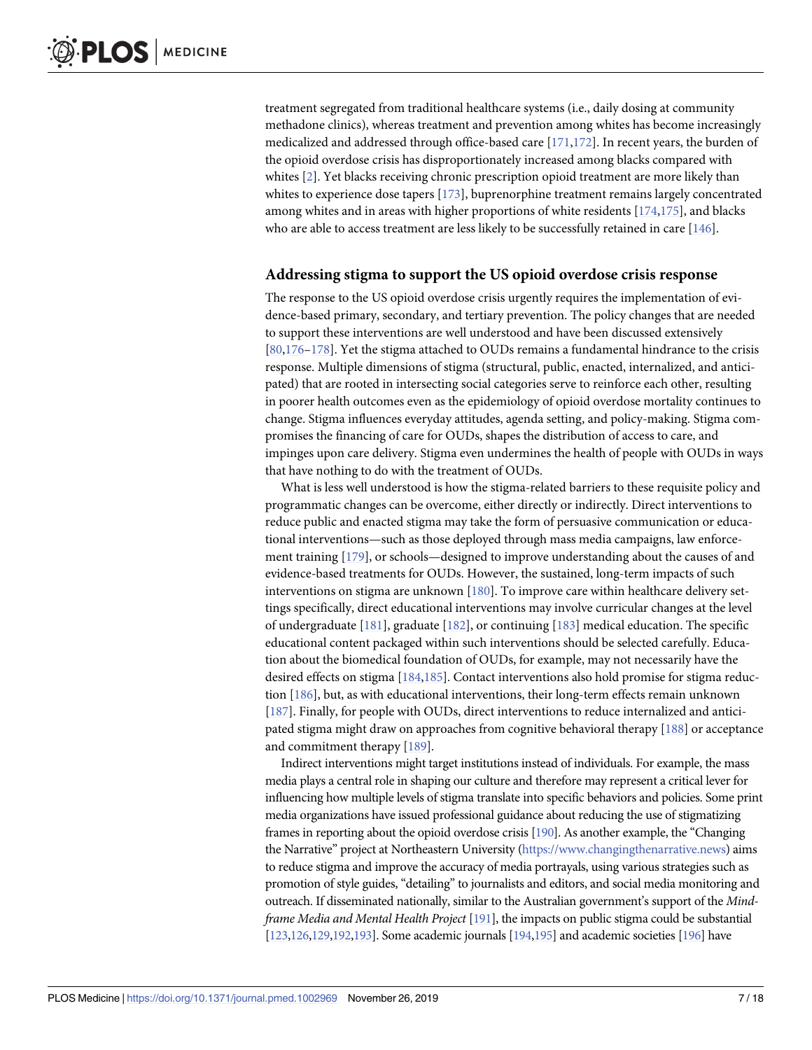treatment segregated from traditional healthcare systems (i.e., daily dosing at community methadone clinics), whereas treatment and prevention among whites has become increasingly medicalized and addressed through office-based care [171,172]. In recent years, the burden of the opioid overdose crisis has disproportionately increased among blacks compared with whites [2]. Yet blacks receiving chronic prescription opioid treatment are more likely than whites to experience dose tapers [173], buprenorphine treatment remains largely concentrated among whites and in areas with higher proportions of white residents [174,175], and blacks who are able to access treatment are less likely to be successfully retained in care [146].

## Addressing stigma to support the US opioid overdose crisis response

The response to the US opioid overdose crisis urgently requires the implementation of evidence-based primary, secondary, and tertiary prevention. The policy changes that are needed to support these interventions are well understood and have been discussed extensively [80,176–178]. Yet the stigma attached to OUDs remains a fundamental hindrance to the crisis response. Multiple dimensions of stigma (structural, public, enacted, internalized, and anticipated) that are rooted in intersecting social categories serve to reinforce each other, resulting in poorer health outcomes even as the epidemiology of opioid overdose mortality continues to change. Stigma influences everyday attitudes, agenda setting, and policy-making. Stigma compromises the financing of care for OUDs, shapes the distribution of access to care, and impinges upon care delivery. Stigma even undermines the health of people with OUDs in ways that have nothing to do with the treatment of OUDs.

What is less well understood is how the stigma-related barriers to these requisite policy and programmatic changes can be overcome, either directly or indirectly. Direct interventions to reduce public and enacted stigma may take the form of persuasive communication or educational interventions—such as those deployed through mass media campaigns, law enforcement training [179], or schools—designed to improve understanding about the causes of and evidence-based treatments for OUDs. However, the sustained, long-term impacts of such interventions on stigma are unknown [180]. To improve care within healthcare delivery settings specifically, direct educational interventions may involve curricular changes at the level of undergraduate [181], graduate [182], or continuing [183] medical education. The specific educational content packaged within such interventions should be selected carefully. Education about the biomedical foundation of OUDs, for example, may not necessarily have the desired effects on stigma [184,185]. Contact interventions also hold promise for stigma reduction [186], but, as with educational interventions, their long-term effects remain unknown [187]. Finally, for people with OUDs, direct interventions to reduce internalized and anticipated stigma might draw on approaches from cognitive behavioral therapy [188] or acceptance and commitment therapy [189].

Indirect interventions might target institutions instead of individuals. For example, the mass media plays a central role in shaping our culture and therefore may represent a critical lever for influencing how multiple levels of stigma translate into specific behaviors and policies. Some print media organizations have issued professional guidance about reducing the use of stigmatizing frames in reporting about the opioid overdose crisis [190]. As another example, the "Changing the Narrative" project at Northeastern University (https://www.changingthenarrative.news) aims to reduce stigma and improve the accuracy of media portrayals, using various strategies such as promotion of style guides, "detailing" to journalists and editors, and social media monitoring and outreach. If disseminated nationally, similar to the Australian government's support of the *Mindframe Media and Mental Health Project* [191], the impacts on public stigma could be substantial [123,126,129,192,193]. Some academic journals [194,195] and academic societies [196] have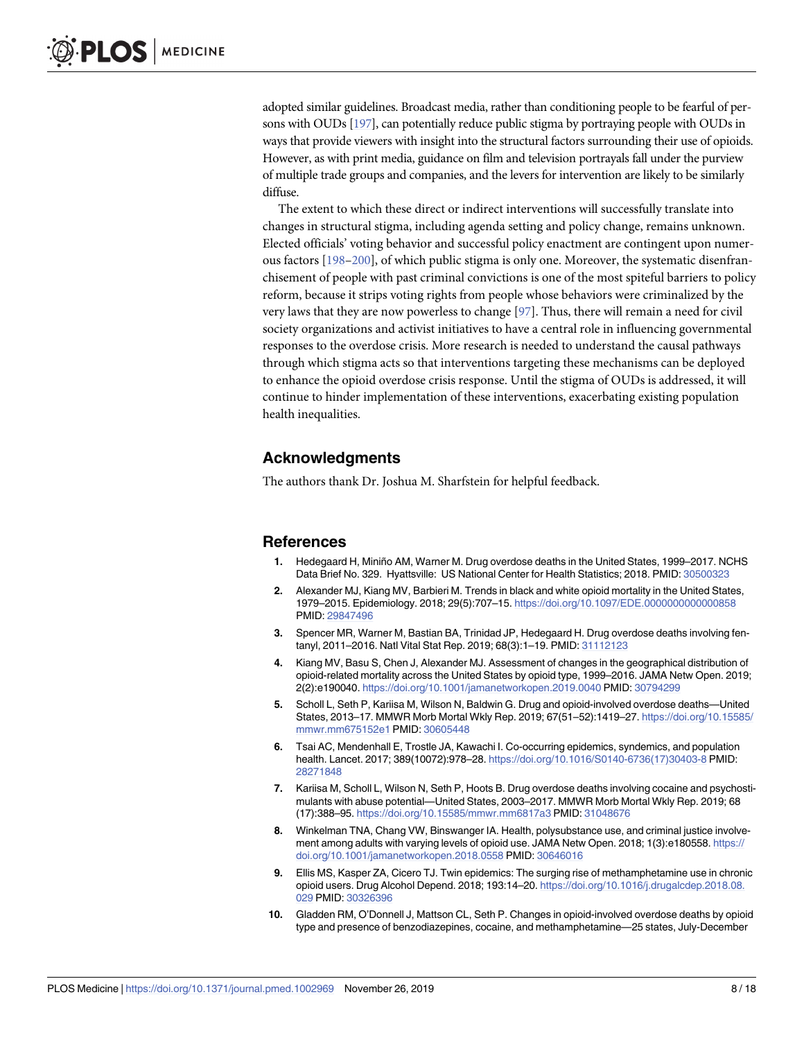adopted similar guidelines. Broadcast media, rather than conditioning people to be fearful of persons with OUDs [197], can potentially reduce public stigma by portraying people with OUDs in ways that provide viewers with insight into the structural factors surrounding their use of opioids. However, as with print media, guidance on film and television portrayals fall under the purview of multiple trade groups and companies, and the levers for intervention are likely to be similarly diffuse.

The extent to which these direct or indirect interventions will successfully translate into changes in structural stigma, including agenda setting and policy change, remains unknown. Elected officials' voting behavior and successful policy enactment are contingent upon numerous factors [198–200], of which public stigma is only one. Moreover, the systematic disenfranchisement of people with past criminal convictions is one of the most spiteful barriers to policy reform, because it strips voting rights from people whose behaviors were criminalized by the very laws that they are now powerless to change [97]. Thus, there will remain a need for civil society organizations and activist initiatives to have a central role in influencing governmental responses to the overdose crisis. More research is needed to understand the causal pathways through which stigma acts so that interventions targeting these mechanisms can be deployed to enhance the opioid overdose crisis response. Until the stigma of OUDs is addressed, it will continue to hinder implementation of these interventions, exacerbating existing population health inequalities.

## Acknowledgments

The authors thank Dr. Joshua M. Sharfstein for helpful feedback.

## References

1. Hedegaard H, Miniño AM, Warner M. Drug overdose deaths in the United States, 1999–2017. NCHS Data Brief No. 329. Hyattsville: US National Center for Health Statistics; 2018. PMID: 30500323
2. Alexander MJ, Kiang MV, Barbieri M. Trends in black and white opioid mortality in the United States, 1979–2015. Epidemiology. 2018; 29(5):707–15. https://doi.org/10.1097/EDE.0000000000000858 PMID: 29847496
3. Spencer MR, Warner M, Bastian BA, Trinidad JP, Hedegaard H. Drug overdose deaths involving fentanyl, 2011–2016. Natl Vital Stat Rep. 2019; 68(3):1–19. PMID: 31112123
4. Kiang MV, Basu S, Chen J, Alexander MJ. Assessment of changes in the geographical distribution of opioid-related mortality across the United States by opioid type, 1999–2016. JAMA Netw Open. 2019; 2(2):e190040. https://doi.org/10.1001/jamanetworkopen.2019.0040 PMID: 30794299
5. Scholl L, Seth P, Kariisa M, Wilson N, Baldwin G. Drug and opioid-involved overdose deaths—United States, 2013–17. MMWR Morb Mortal Wkly Rep. 2019; 67(51–52):1419–27. https://doi.org/10.15585/mmwr.mm675152e1 PMID: 30605448
6. Tsai AC, Mendenhall E, Trostle JA, Kawachi I. Co-occurring epidemics, syndemics, and population health. Lancet. 2017; 389(10072):978–28. https://doi.org/10.1016/S0140-6736(17)30403-8 PMID: 28271848
7. Kariisa M, Scholl L, Wilson N, Seth P, Hoots B. Drug overdose deaths involving cocaine and psychostimulants with abuse potential—United States, 2003–2017. MMWR Morb Mortal Wkly Rep. 2019; 68 (17):388–95. https://doi.org/10.15585/mmwr.mm6817a3 PMID: 31048676
8. Winkelman TNA, Chang VW, Binswanger IA. Health, polysubstance use, and criminal justice involvement among adults with varying levels of opioid use. JAMA Netw Open. 2018; 1(3):e180558. https://doi.org/10.1001/jamanetworkopen.2018.0558 PMID: 30646016
9. Ellis MS, Kasper ZA, Cicero TJ. Twin epidemics: The surging rise of methamphetamine use in chronic opioid users. Drug Alcohol Depend. 2018; 193:14–20. https://doi.org/10.1016/j.drugalcdep.2018.08.029 PMID: 30326396
10. Gladden RM, O'Donnell J, Mattson CL, Seth P. Changes in opioid-involved overdose deaths by opioid type and presence of benzodiazepines, cocaine, and methamphetamine—25 states, July-December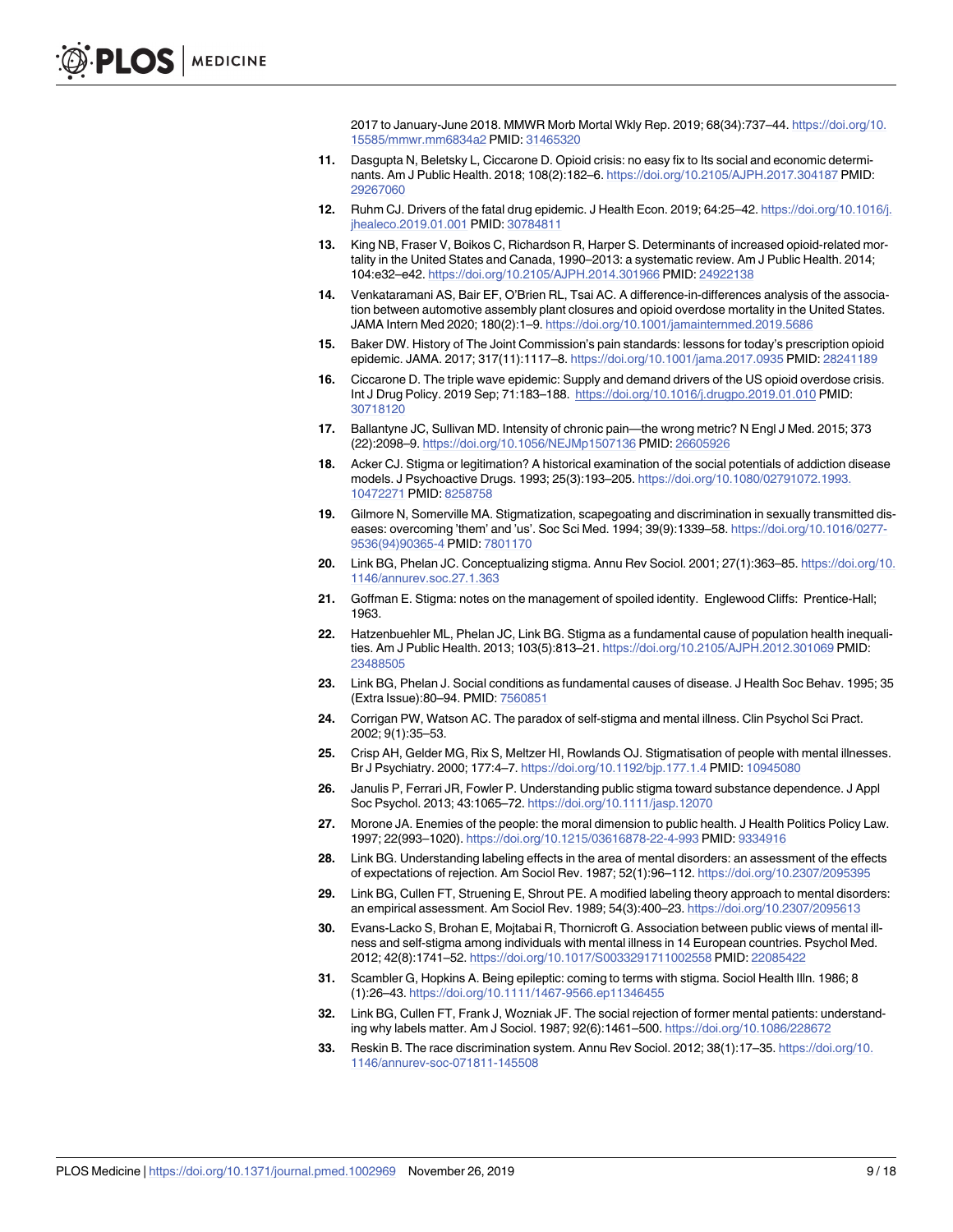2017 to January-June 2018. MMWR Morb Mortal Wkly Rep. 2019; 68(34):737–44. https://doi.org/10.15585/mmwr.mm6834a2 PMID: 31465320

11. Dasgupta N, Beletsky L, Ciccarone D. Opioid crisis: no easy fix to Its social and economic determinants. Am J Public Health. 2018; 108(2):182–6. https://doi.org/10.2105/AJPH.2017.304187 PMID: 29267060

12. Ruhm CJ. Drivers of the fatal drug epidemic. J Health Econ. 2019; 64:25–42. https://doi.org/10.1016/j.jhealeco.2019.01.001 PMID: 30784811

13. King NB, Fraser V, Boikos C, Richardson R, Harper S. Determinants of increased opioid-related mortality in the United States and Canada, 1990–2013: a systematic review. Am J Public Health. 2014; 104:e32–e42. https://doi.org/10.2105/AJPH.2014.301966 PMID: 24922138

14. Venkataramani AS, Bair EF, O'Brien RL, Tsai AC. A difference-in-differences analysis of the association between automotive assembly plant closures and opioid overdose mortality in the United States. JAMA Intern Med 2020; 180(2):1–9. https://doi.org/10.1001/jamainternmed.2019.5686

15. Baker DW. History of The Joint Commission's pain standards: lessons for today's prescription opioid epidemic. JAMA. 2017; 317(11):1117–8. https://doi.org/10.1001/jama.2017.0935 PMID: 28241189

16. Ciccarone D. The triple wave epidemic: Supply and demand drivers of the US opioid overdose crisis. Int J Drug Policy. 2019 Sep; 71:183–188. https://doi.org/10.1016/j.drugpo.2019.01.010 PMID: 30718120

17. Ballantyne JC, Sullivan MD. Intensity of chronic pain—the wrong metric? N Engl J Med. 2015; 373 (22):2098–9. https://doi.org/10.1056/NEJMp1507136 PMID: 26605926

18. Acker CJ. Stigma or legitimation? A historical examination of the social potentials of addiction disease models. J Psychoactive Drugs. 1993; 25(3):193–205. https://doi.org/10.1080/02791072.1993.10472271 PMID: 8258758

19. Gilmore N, Somerville MA. Stigmatization, scapegoating and discrimination in sexually transmitted diseases: overcoming 'them' and 'us'. Soc Sci Med. 1994; 39(9):1339–58. https://doi.org/10.1016/0277-9536(94)90365-4 PMID: 7801170

20. Link BG, Phelan JC. Conceptualizing stigma. Annu Rev Sociol. 2001; 27(1):363–85. https://doi.org/10.1146/annurev.soc.27.1.363

21. Goffman E. Stigma: notes on the management of spoiled identity. Englewood Cliffs: Prentice-Hall; 1963.

22. Hatzenbuehler ML, Phelan JC, Link BG. Stigma as a fundamental cause of population health inequalities. Am J Public Health. 2013; 103(5):813–21. https://doi.org/10.2105/AJPH.2012.301069 PMID: 23488505

23. Link BG, Phelan J. Social conditions as fundamental causes of disease. J Health Soc Behav. 1995; 35 (Extra Issue):80–94. PMID: 7560851

24. Corrigan PW, Watson AC. The paradox of self-stigma and mental illness. Clin Psychol Sci Pract. 2002; 9(1):35–53.

25. Crisp AH, Gelder MG, Rix S, Meltzer HI, Rowlands OJ. Stigmatisation of people with mental illnesses. Br J Psychiatry. 2000; 177:4–7. https://doi.org/10.1192/bjp.177.1.4 PMID: 10945080

26. Janulis P, Ferrari JR, Fowler P. Understanding public stigma toward substance dependence. J Appl Soc Psychol. 2013; 43:1065–72. https://doi.org/10.1111/jasp.12070

27. Morone JA. Enemies of the people: the moral dimension to public health. J Health Politics Policy Law. 1997; 22(993–1020). https://doi.org/10.1215/03616878-22-4-993 PMID: 9334916

28. Link BG. Understanding labeling effects in the area of mental disorders: an assessment of the effects of expectations of rejection. Am Sociol Rev. 1987; 52(1):96–112. https://doi.org/10.2307/2095395

29. Link BG, Cullen FT, Struening E, Shrout PE. A modified labeling theory approach to mental disorders: an empirical assessment. Am Sociol Rev. 1989; 54(3):400–23. https://doi.org/10.2307/2095613

30. Evans-Lacko S, Brohan E, Mojtabai R, Thornicroft G. Association between public views of mental illness and self-stigma among individuals with mental illness in 14 European countries. Psychol Med. 2012; 42(8):1741–52. https://doi.org/10.1017/S0033291711002558 PMID: 22085422

31. Scambler G, Hopkins A. Being epileptic: coming to terms with stigma. Sociol Health Illn. 1986; 8 (1):26–43. https://doi.org/10.1111/1467-9566.ep11346455

32. Link BG, Cullen FT, Frank J, Wozniak JF. The social rejection of former mental patients: understanding why labels matter. Am J Sociol. 1987; 92(6):1461–500. https://doi.org/10.1086/228672

33. Reskin B. The race discrimination system. Annu Rev Sociol. 2012; 38(1):17–35. https://doi.org/10.1146/annurev-soc-071811-145508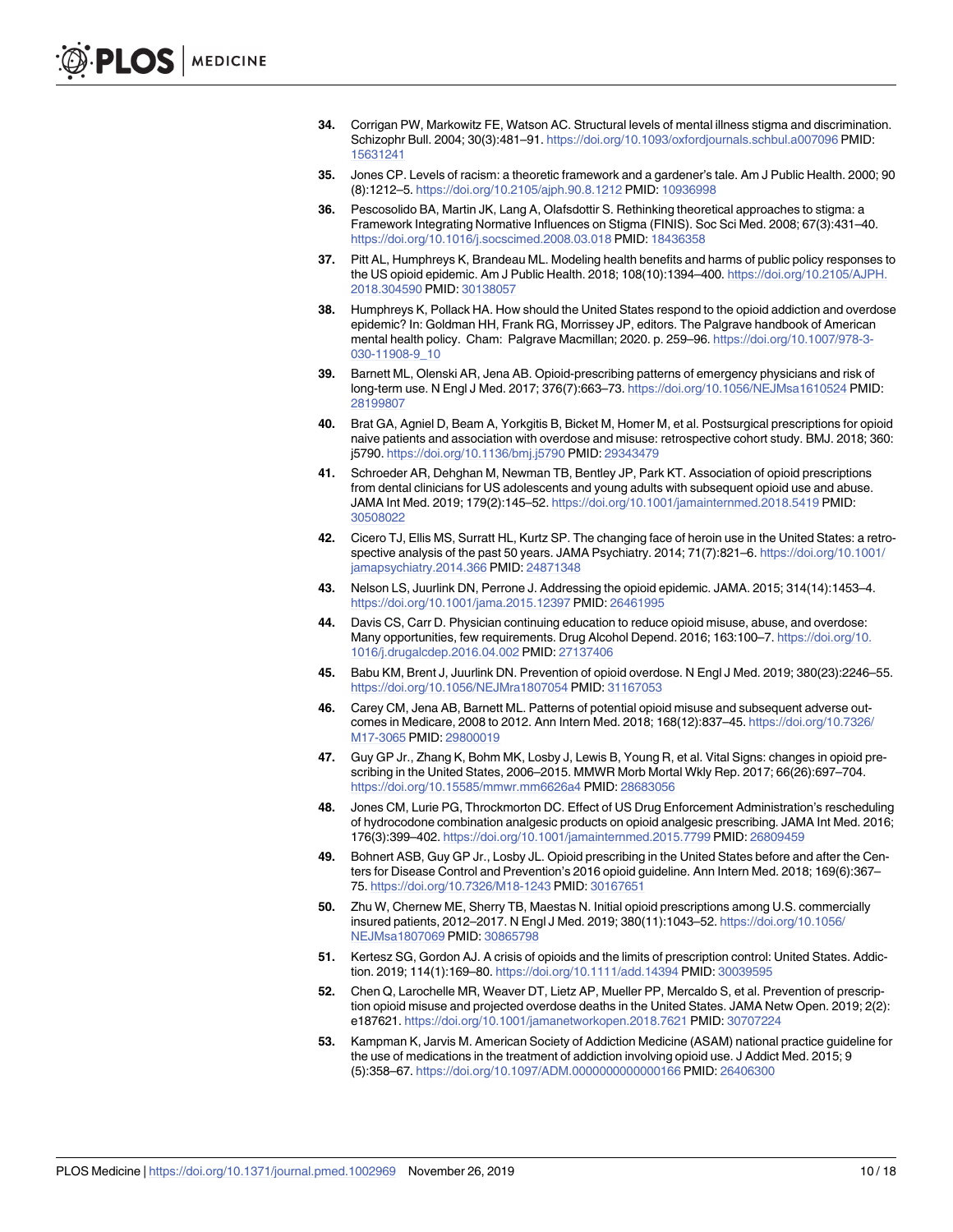34. Corrigan PW, Markowitz FE, Watson AC. Structural levels of mental illness stigma and discrimination. Schizophr Bull. 2004; 30(3):481–91. https://doi.org/10.1093/oxfordjournals.schbul.a007096 PMID: 15631241

35. Jones CP. Levels of racism: a theoretic framework and a gardener's tale. Am J Public Health. 2000; 90 (8):1212–5. https://doi.org/10.2105/ajph.90.8.1212 PMID: 10936998

36. Pescosolido BA, Martin JK, Lang A, Olafsdottir S. Rethinking theoretical approaches to stigma: a Framework Integrating Normative Influences on Stigma (FINIS). Soc Sci Med. 2008; 67(3):431–40. https://doi.org/10.1016/j.socscimed.2008.03.018 PMID: 18436358

37. Pitt AL, Humphreys K, Brandeau ML. Modeling health benefits and harms of public policy responses to the US opioid epidemic. Am J Public Health. 2018; 108(10):1394–400. https://doi.org/10.2105/AJPH.2018.304590 PMID: 30138057

38. Humphreys K, Pollack HA. How should the United States respond to the opioid addiction and overdose epidemic? In: Goldman HH, Frank RG, Morrissey JP, editors. The Palgrave handbook of American mental health policy. Cham: Palgrave Macmillan; 2020. p. 259–96. https://doi.org/10.1007/978-3-030-11908-9_10

39. Barnett ML, Olenski AR, Jena AB. Opioid-prescribing patterns of emergency physicians and risk of long-term use. N Engl J Med. 2017; 376(7):663–73. https://doi.org/10.1056/NEJMsa1610524 PMID: 28199807

40. Brat GA, Agniel D, Beam A, Yorkgitis B, Bicket M, Homer M, et al. Postsurgical prescriptions for opioid naive patients and association with overdose and misuse: retrospective cohort study. BMJ. 2018; 360: j5790. https://doi.org/10.1136/bmj.j5790 PMID: 29343479

41. Schroeder AR, Dehghan M, Newman TB, Bentley JP, Park KT. Association of opioid prescriptions from dental clinicians for US adolescents and young adults with subsequent opioid use and abuse. JAMA Int Med. 2019; 179(2):145–52. https://doi.org/10.1001/jamainternmed.2018.5419 PMID: 30508022

42. Cicero TJ, Ellis MS, Surratt HL, Kurtz SP. The changing face of heroin use in the United States: a retrospective analysis of the past 50 years. JAMA Psychiatry. 2014; 71(7):821–6. https://doi.org/10.1001/jamapsychiatry.2014.366 PMID: 24871348

43. Nelson LS, Juurlink DN, Perrone J. Addressing the opioid epidemic. JAMA. 2015; 314(14):1453–4. https://doi.org/10.1001/jama.2015.12397 PMID: 26461995

44. Davis CS, Carr D. Physician continuing education to reduce opioid misuse, abuse, and overdose: Many opportunities, few requirements. Drug Alcohol Depend. 2016; 163:100–7. https://doi.org/10.1016/j.drugalcdep.2016.04.002 PMID: 27137406

45. Babu KM, Brent J, Juurlink DN. Prevention of opioid overdose. N Engl J Med. 2019; 380(23):2246–55. https://doi.org/10.1056/NEJMra1807054 PMID: 31167053

46. Carey CM, Jena AB, Barnett ML. Patterns of potential opioid misuse and subsequent adverse outcomes in Medicare, 2008 to 2012. Ann Intern Med. 2018; 168(12):837–45. https://doi.org/10.7326/M17-3065 PMID: 29800019

47. Guy GP Jr., Zhang K, Bohm MK, Losby J, Lewis B, Young R, et al. Vital Signs: changes in opioid prescribing in the United States, 2006–2015. MMWR Morb Mortal Wkly Rep. 2017; 66(26):697–704. https://doi.org/10.15585/mmwr.mm6626a4 PMID: 28683056

48. Jones CM, Lurie PG, Throckmorton DC. Effect of US Drug Enforcement Administration's rescheduling of hydrocodone combination analgesic products on opioid analgesic prescribing. JAMA Int Med. 2016; 176(3):399–402. https://doi.org/10.1001/jamainternmed.2015.7799 PMID: 26809459

49. Bohnert ASB, Guy GP Jr., Losby JL. Opioid prescribing in the United States before and after the Centers for Disease Control and Prevention's 2016 opioid guideline. Ann Intern Med. 2018; 169(6):367–75. https://doi.org/10.7326/M18-1243 PMID: 30167651

50. Zhu W, Chernew ME, Sherry TB, Maestas N. Initial opioid prescriptions among U.S. commercially insured patients, 2012–2017. N Engl J Med. 2019; 380(11):1043–52. https://doi.org/10.1056/NEJMsa1807069 PMID: 30865798

51. Kertesz SG, Gordon AJ. A crisis of opioids and the limits of prescription control: United States. Addiction. 2019; 114(1):169–80. https://doi.org/10.1111/add.14394 PMID: 30039595

52. Chen Q, Larochelle MR, Weaver DT, Lietz AP, Mueller PP, Mercaldo S, et al. Prevention of prescription opioid misuse and projected overdose deaths in the United States. JAMA Netw Open. 2019; 2(2): e187621. https://doi.org/10.1001/jamanetworkopen.2018.7621 PMID: 30707224

53. Kampman K, Jarvis M. American Society of Addiction Medicine (ASAM) national practice guideline for the use of medications in the treatment of addiction involving opioid use. J Addict Med. 2015; 9 (5):358–67. https://doi.org/10.1097/ADM.0000000000000166 PMID: 26406300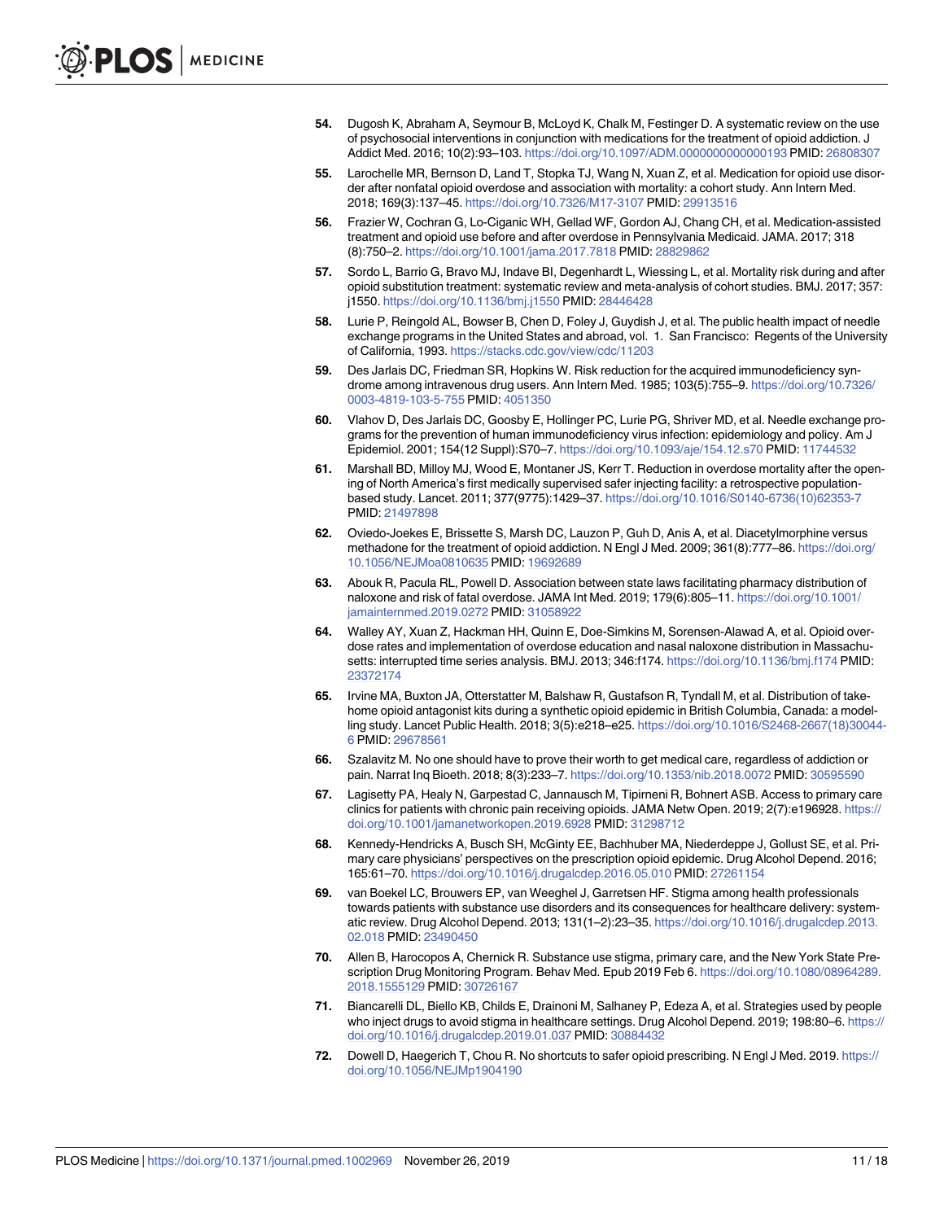54. Dugosh K, Abraham A, Seymour B, McLoyd K, Chalk M, Festinger D. A systematic review on the use of psychosocial interventions in conjunction with medications for the treatment of opioid addiction. J Addict Med. 2016; 10(2):93–103. https://doi.org/10.1097/ADM.0000000000000193 PMID: 26808307

55. Larochelle MR, Bernson D, Land T, Stopka TJ, Wang N, Xuan Z, et al. Medication for opioid use disorder after nonfatal opioid overdose and association with mortality: a cohort study. Ann Intern Med. 2018; 169(3):137–45. https://doi.org/10.7326/M17-3107 PMID: 29913516

56. Frazier W, Cochran G, Lo-Ciganic WH, Gellad WF, Gordon AJ, Chang CH, et al. Medication-assisted treatment and opioid use before and after overdose in Pennsylvania Medicaid. JAMA. 2017; 318 (8):750–2. https://doi.org/10.1001/jama.2017.7818 PMID: 28829862

57. Sordo L, Barrio G, Bravo MJ, Indave BI, Degenhardt L, Wiessing L, et al. Mortality risk during and after opioid substitution treatment: systematic review and meta-analysis of cohort studies. BMJ. 2017; 357: j1550. https://doi.org/10.1136/bmj.j1550 PMID: 28446428

58. Lurie P, Reingold AL, Bowser B, Chen D, Foley J, Guydish J, et al. The public health impact of needle exchange programs in the United States and abroad, vol. 1. San Francisco: Regents of the University of California, 1993. https://stacks.cdc.gov/view/cdc/11203

59. Des Jarlais DC, Friedman SR, Hopkins W. Risk reduction for the acquired immunodeficiency syndrome among intravenous drug users. Ann Intern Med. 1985; 103(5):755–9. https://doi.org/10.7326/0003-4819-103-5-755 PMID: 4051350

60. Vlahov D, Des Jarlais DC, Goosby E, Hollinger PC, Lurie PG, Shriver MD, et al. Needle exchange programs for the prevention of human immunodeficiency virus infection: epidemiology and policy. Am J Epidemiol. 2001; 154(12 Suppl):S70–7. https://doi.org/10.1093/aje/154.12.s70 PMID: 11744532

61. Marshall BD, Milloy MJ, Wood E, Montaner JS, Kerr T. Reduction in overdose mortality after the opening of North America's first medically supervised safer injecting facility: a retrospective population-based study. Lancet. 2011; 377(9775):1429–37. https://doi.org/10.1016/S0140-6736(10)62353-7 PMID: 21497898

62. Oviedo-Joekes E, Brissette S, Marsh DC, Lauzon P, Guh D, Anis A, et al. Diacetylmorphine versus methadone for the treatment of opioid addiction. N Engl J Med. 2009; 361(8):777–86. https://doi.org/10.1056/NEJMoa0810635 PMID: 19692689

63. Abouk R, Pacula RL, Powell D. Association between state laws facilitating pharmacy distribution of naloxone and risk of fatal overdose. JAMA Int Med. 2019; 179(6):805–11. https://doi.org/10.1001/jamainternmed.2019.0272 PMID: 31058922

64. Walley AY, Xuan Z, Hackman HH, Quinn E, Doe-Simkins M, Sorensen-Alawad A, et al. Opioid overdose rates and implementation of overdose education and nasal naloxone distribution in Massachusetts: interrupted time series analysis. BMJ. 2013; 346:f174. https://doi.org/10.1136/bmj.f174 PMID: 23372174

65. Irvine MA, Buxton JA, Otterstatter M, Balshaw R, Gustafson R, Tyndall M, et al. Distribution of take-home opioid antagonist kits during a synthetic opioid epidemic in British Columbia, Canada: a modelling study. Lancet Public Health. 2018; 3(5):e218–e25. https://doi.org/10.1016/S2468-2667(18)30044-6 PMID: 29678561

66. Szalavitz M. No one should have to prove their worth to get medical care, regardless of addiction or pain. Narrat Inq Bioeth. 2018; 8(3):233–7. https://doi.org/10.1353/nib.2018.0072 PMID: 30595590

67. Lagisetty PA, Healy N, Garpestad C, Jannausch M, Tipirneni R, Bohnert ASB. Access to primary care clinics for patients with chronic pain receiving opioids. JAMA Netw Open. 2019; 2(7):e196928. https://doi.org/10.1001/jamanetworkopen.2019.6928 PMID: 31298712

68. Kennedy-Hendricks A, Busch SH, McGinty EE, Bachhuber MA, Niederdeppe J, Gollust SE, et al. Primary care physicians' perspectives on the prescription opioid epidemic. Drug Alcohol Depend. 2016; 165:61–70. https://doi.org/10.1016/j.drugalcdep.2016.05.010 PMID: 27261154

69. van Boekel LC, Brouwers EP, van Weeghel J, Garretsen HF. Stigma among health professionals towards patients with substance use disorders and its consequences for healthcare delivery: systematic review. Drug Alcohol Depend. 2013; 131(1–2):23–35. https://doi.org/10.1016/j.drugalcdep.2013.02.018 PMID: 23490450

70. Allen B, Harocopos A, Chernick R. Substance use stigma, primary care, and the New York State Prescription Drug Monitoring Program. Behav Med. Epub 2019 Feb 6. https://doi.org/10.1080/08964289.2018.1555129 PMID: 30726167

71. Biancarelli DL, Biello KB, Childs E, Drainoni M, Salhaney P, Edeza A, et al. Strategies used by people who inject drugs to avoid stigma in healthcare settings. Drug Alcohol Depend. 2019; 198:80–6. https://doi.org/10.1016/j.drugalcdep.2019.01.037 PMID: 30884432

72. Dowell D, Haegerich T, Chou R. No shortcuts to safer opioid prescribing. N Engl J Med. 2019. https://doi.org/10.1056/NEJMp1904190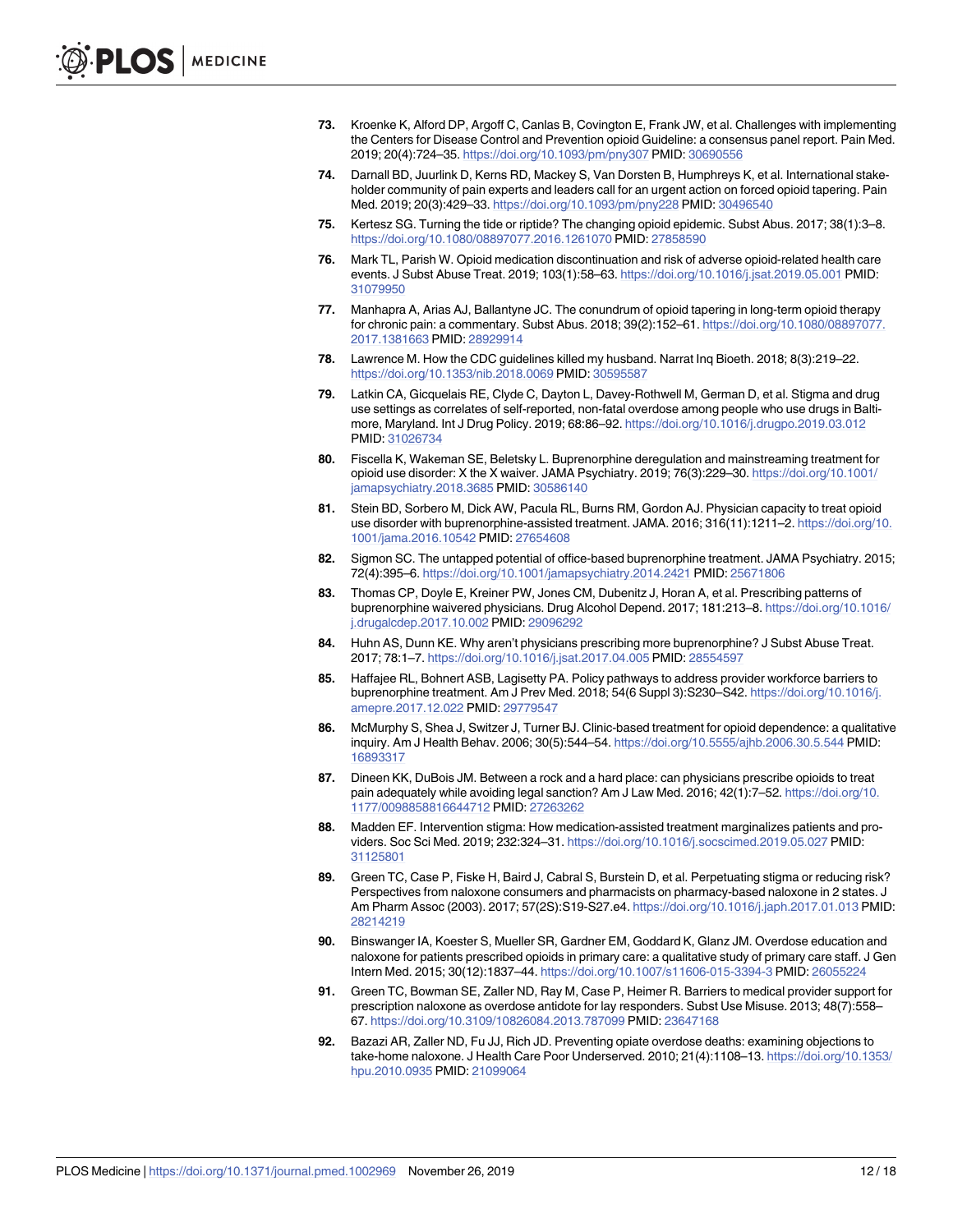73. Kroenke K, Alford DP, Argoff C, Canlas B, Covington E, Frank JW, et al. Challenges with implementing the Centers for Disease Control and Prevention opioid Guideline: a consensus panel report. Pain Med. 2019; 20(4):724–35. https://doi.org/10.1093/pm/pny307 PMID: 30690556
74. Darnall BD, Juurlink D, Kerns RD, Mackey S, Van Dorsten B, Humphreys K, et al. International stakeholder community of pain experts and leaders call for an urgent action on forced opioid tapering. Pain Med. 2019; 20(3):429–33. https://doi.org/10.1093/pm/pny228 PMID: 30496540
75. Kertesz SG. Turning the tide or riptide? The changing opioid epidemic. Subst Abus. 2017; 38(1):3–8. https://doi.org/10.1080/08897077.2016.1261070 PMID: 27858590
76. Mark TL, Parish W. Opioid medication discontinuation and risk of adverse opioid-related health care events. J Subst Abuse Treat. 2019; 103(1):58–63. https://doi.org/10.1016/j.jsat.2019.05.001 PMID: 31079950
77. Manhapra A, Arias AJ, Ballantyne JC. The conundrum of opioid tapering in long-term opioid therapy for chronic pain: a commentary. Subst Abus. 2018; 39(2):152–61. https://doi.org/10.1080/08897077.2017.1381663 PMID: 28929914
78. Lawrence M. How the CDC guidelines killed my husband. Narrat Inq Bioeth. 2018; 8(3):219–22. https://doi.org/10.1353/nib.2018.0069 PMID: 30595587
79. Latkin CA, Gicquelais RE, Clyde C, Dayton L, Davey-Rothwell M, German D, et al. Stigma and drug use settings as correlates of self-reported, non-fatal overdose among people who use drugs in Baltimore, Maryland. Int J Drug Policy. 2019; 68:86–92. https://doi.org/10.1016/j.drugpo.2019.03.012 PMID: 31026734
80. Fiscella K, Wakeman SE, Beletsky L. Buprenorphine deregulation and mainstreaming treatment for opioid use disorder: X the X waiver. JAMA Psychiatry. 2019; 76(3):229–30. https://doi.org/10.1001/jamapsychiatry.2018.3685 PMID: 30586140
81. Stein BD, Sorbero M, Dick AW, Pacula RL, Burns RM, Gordon AJ. Physician capacity to treat opioid use disorder with buprenorphine-assisted treatment. JAMA. 2016; 316(11):1211–2. https://doi.org/10.1001/jama.2016.10542 PMID: 27654608
82. Sigmon SC. The untapped potential of office-based buprenorphine treatment. JAMA Psychiatry. 2015; 72(4):395–6. https://doi.org/10.1001/jamapsychiatry.2014.2421 PMID: 25671806
83. Thomas CP, Doyle E, Kreiner PW, Jones CM, Dubenitz J, Horan A, et al. Prescribing patterns of buprenorphine waivered physicians. Drug Alcohol Depend. 2017; 181:213–8. https://doi.org/10.1016/j.drugalcdep.2017.10.002 PMID: 29096292
84. Huhn AS, Dunn KE. Why aren't physicians prescribing more buprenorphine? J Subst Abuse Treat. 2017; 78:1–7. https://doi.org/10.1016/j.jsat.2017.04.005 PMID: 28554597
85. Haffajee RL, Bohnert ASB, Lagisetty PA. Policy pathways to address provider workforce barriers to buprenorphine treatment. Am J Prev Med. 2018; 54(6 Suppl 3):S230–S42. https://doi.org/10.1016/j.amepre.2017.12.022 PMID: 29779547
86. McMurphy S, Shea J, Switzer J, Turner BJ. Clinic-based treatment for opioid dependence: a qualitative inquiry. Am J Health Behav. 2006; 30(5):544–54. https://doi.org/10.5555/ajhb.2006.30.5.544 PMID: 16893317
87. Dineen KK, DuBois JM. Between a rock and a hard place: can physicians prescribe opioids to treat pain adequately while avoiding legal sanction? Am J Law Med. 2016; 42(1):7–52. https://doi.org/10.1177/0098858816644712 PMID: 27263262
88. Madden EF. Intervention stigma: How medication-assisted treatment marginalizes patients and providers. Soc Sci Med. 2019; 232:324–31. https://doi.org/10.1016/j.socscimed.2019.05.027 PMID: 31125801
89. Green TC, Case P, Fiske H, Baird J, Cabral S, Burstein D, et al. Perpetuating stigma or reducing risk? Perspectives from naloxone consumers and pharmacists on pharmacy-based naloxone in 2 states. J Am Pharm Assoc (2003). 2017; 57(2S):S19-S27.e4. https://doi.org/10.1016/j.japh.2017.01.013 PMID: 28214219
90. Binswanger IA, Koester S, Mueller SR, Gardner EM, Goddard K, Glanz JM. Overdose education and naloxone for patients prescribed opioids in primary care: a qualitative study of primary care staff. J Gen Intern Med. 2015; 30(12):1837–44. https://doi.org/10.1007/s11606-015-3394-3 PMID: 26055224
91. Green TC, Bowman SE, Zaller ND, Ray M, Case P, Heimer R. Barriers to medical provider support for prescription naloxone as overdose antidote for lay responders. Subst Use Misuse. 2013; 48(7):558–67. https://doi.org/10.3109/10826084.2013.787099 PMID: 23647168
92. Bazazi AR, Zaller ND, Fu JJ, Rich JD. Preventing opiate overdose deaths: examining objections to take-home naloxone. J Health Care Poor Underserved. 2010; 21(4):1108–13. https://doi.org/10.1353/hpu.2010.0935 PMID: 21099064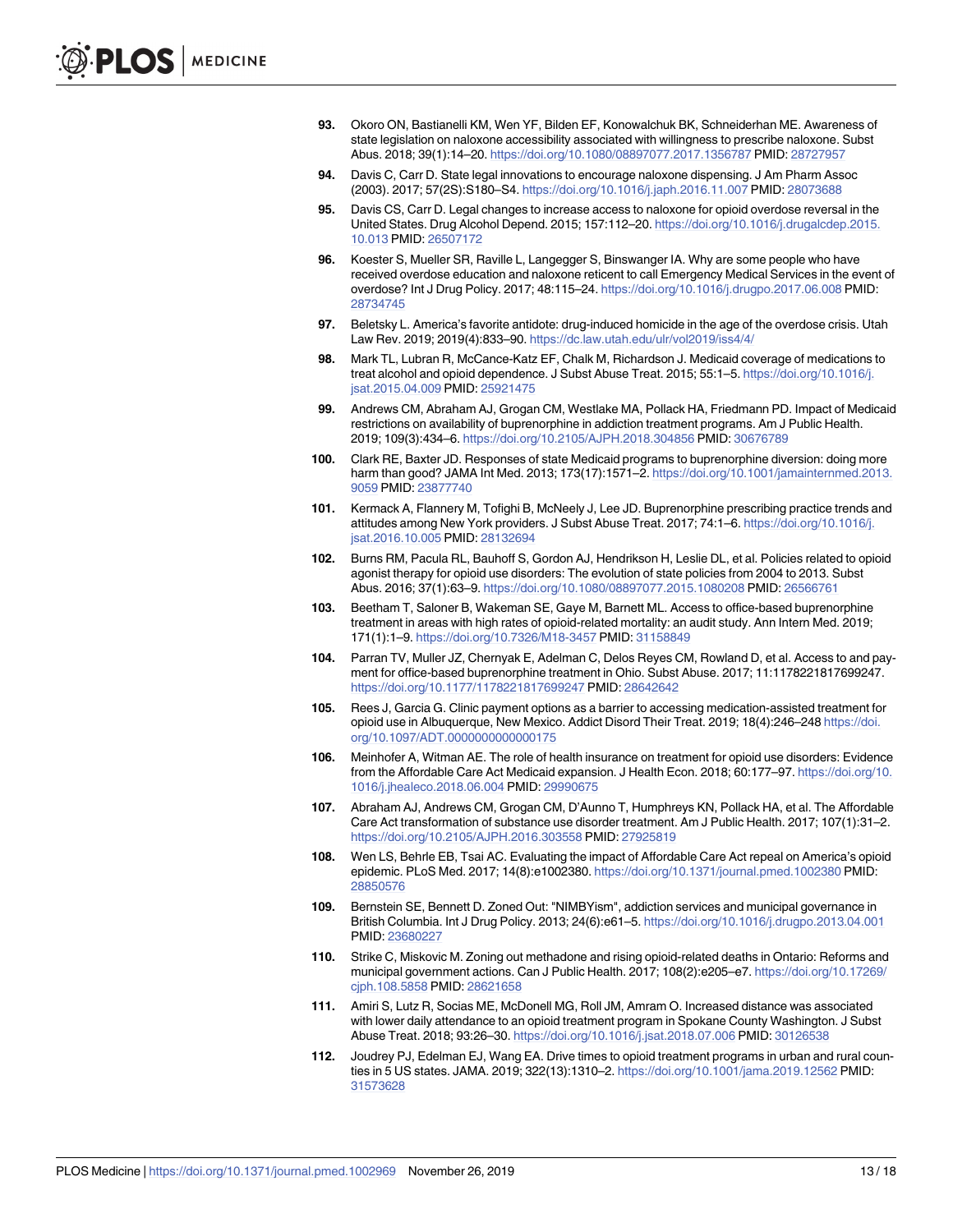93. Okoro ON, Bastianelli KM, Wen YF, Bilden EF, Konowalchuk BK, Schneiderhan ME. Awareness of state legislation on naloxone accessibility associated with willingness to prescribe naloxone. Subst Abus. 2018; 39(1):14–20. https://doi.org/10.1080/08897077.2017.1356787 PMID: 28727957

94. Davis C, Carr D. State legal innovations to encourage naloxone dispensing. J Am Pharm Assoc (2003). 2017; 57(2S):S180–S4. https://doi.org/10.1016/j.japh.2016.11.007 PMID: 28073688

95. Davis CS, Carr D. Legal changes to increase access to naloxone for opioid overdose reversal in the United States. Drug Alcohol Depend. 2015; 157:112–20. https://doi.org/10.1016/j.drugalcdep.2015.10.013 PMID: 26507172

96. Koester S, Mueller SR, Raville L, Langegger S, Binswanger IA. Why are some people who have received overdose education and naloxone reticent to call Emergency Medical Services in the event of overdose? Int J Drug Policy. 2017; 48:115–24. https://doi.org/10.1016/j.drugpo.2017.06.008 PMID: 28734745

97. Beletsky L. America's favorite antidote: drug-induced homicide in the age of the overdose crisis. Utah Law Rev. 2019; 2019(4):833–90. https://dc.law.utah.edu/ulr/vol2019/iss4/4/

98. Mark TL, Lubran R, McCance-Katz EF, Chalk M, Richardson J. Medicaid coverage of medications to treat alcohol and opioid dependence. J Subst Abuse Treat. 2015; 55:1–5. https://doi.org/10.1016/j.jsat.2015.04.009 PMID: 25921475

99. Andrews CM, Abraham AJ, Grogan CM, Westlake MA, Pollack HA, Friedmann PD. Impact of Medicaid restrictions on availability of buprenorphine in addiction treatment programs. Am J Public Health. 2019; 109(3):434–6. https://doi.org/10.2105/AJPH.2018.304856 PMID: 30676789

100. Clark RE, Baxter JD. Responses of state Medicaid programs to buprenorphine diversion: doing more harm than good? JAMA Int Med. 2013; 173(17):1571–2. https://doi.org/10.1001/jamainternmed.2013.9059 PMID: 23877740

101. Kermack A, Flannery M, Tofighi B, McNeely J, Lee JD. Buprenorphine prescribing practice trends and attitudes among New York providers. J Subst Abuse Treat. 2017; 74:1–6. https://doi.org/10.1016/j.jsat.2016.10.005 PMID: 28132694

102. Burns RM, Pacula RL, Bauhoff S, Gordon AJ, Hendrikson H, Leslie DL, et al. Policies related to opioid agonist therapy for opioid use disorders: The evolution of state policies from 2004 to 2013. Subst Abus. 2016; 37(1):63–9. https://doi.org/10.1080/08897077.2015.1080208 PMID: 26566761

103. Beetham T, Saloner B, Wakeman SE, Gaye M, Barnett ML. Access to office-based buprenorphine treatment in areas with high rates of opioid-related mortality: an audit study. Ann Intern Med. 2019; 171(1):1–9. https://doi.org/10.7326/M18-3457 PMID: 31158849

104. Parran TV, Muller JZ, Chernyak E, Adelman C, Delos Reyes CM, Rowland D, et al. Access to and payment for office-based buprenorphine treatment in Ohio. Subst Abuse. 2017; 11:1178221817699247. https://doi.org/10.1177/1178221817699247 PMID: 28642642

105. Rees J, Garcia G. Clinic payment options as a barrier to accessing medication-assisted treatment for opioid use in Albuquerque, New Mexico. Addict Disord Their Treat. 2019; 18(4):246–248 https://doi.org/10.1097/ADT.0000000000000175

106. Meinhofer A, Witman AE. The role of health insurance on treatment for opioid use disorders: Evidence from the Affordable Care Act Medicaid expansion. J Health Econ. 2018; 60:177–97. https://doi.org/10.1016/j.jhealeco.2018.06.004 PMID: 29990675

107. Abraham AJ, Andrews CM, Grogan CM, D'Aunno T, Humphreys KN, Pollack HA, et al. The Affordable Care Act transformation of substance use disorder treatment. Am J Public Health. 2017; 107(1):31–2. https://doi.org/10.2105/AJPH.2016.303558 PMID: 27925819

108. Wen LS, Behrle EB, Tsai AC. Evaluating the impact of Affordable Care Act repeal on America's opioid epidemic. PLoS Med. 2017; 14(8):e1002380. https://doi.org/10.1371/journal.pmed.1002380 PMID: 28850576

109. Bernstein SE, Bennett D. Zoned Out: "NIMBYism", addiction services and municipal governance in British Columbia. Int J Drug Policy. 2013; 24(6):e61–5. https://doi.org/10.1016/j.drugpo.2013.04.001 PMID: 23680227

110. Strike C, Miskovic M. Zoning out methadone and rising opioid-related deaths in Ontario: Reforms and municipal government actions. Can J Public Health. 2017; 108(2):e205–e7. https://doi.org/10.17269/cjph.108.5858 PMID: 28621658

111. Amiri S, Lutz R, Socias ME, McDonell MG, Roll JM, Amram O. Increased distance was associated with lower daily attendance to an opioid treatment program in Spokane County Washington. J Subst Abuse Treat. 2018; 93:26–30. https://doi.org/10.1016/j.jsat.2018.07.006 PMID: 30126538

112. Joudrey PJ, Edelman EJ, Wang EA. Drive times to opioid treatment programs in urban and rural counties in 5 US states. JAMA. 2019; 322(13):1310–2. https://doi.org/10.1001/jama.2019.12562 PMID: 31573628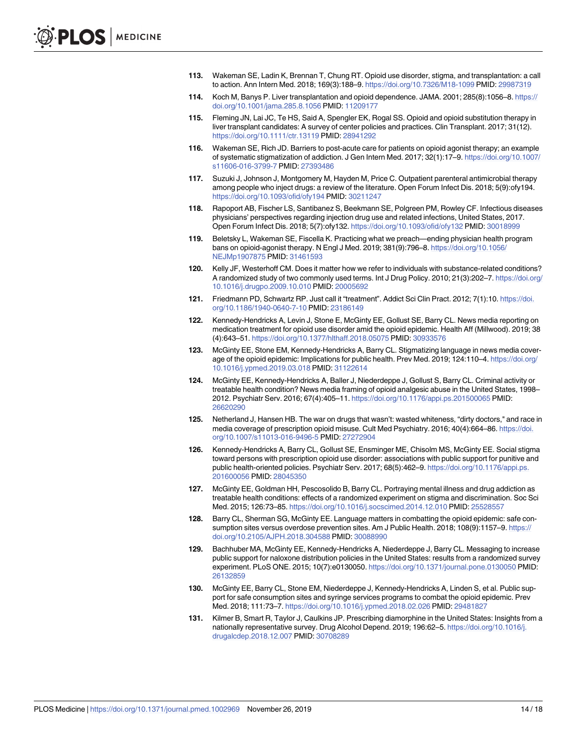113. Wakeman SE, Ladin K, Brennan T, Chung RT. Opioid use disorder, stigma, and transplantation: a call to action. Ann Intern Med. 2018; 169(3):188–9. https://doi.org/10.7326/M18-1099 PMID: 29987319

114. Koch M, Banys P. Liver transplantation and opioid dependence. JAMA. 2001; 285(8):1056–8. https://doi.org/10.1001/jama.285.8.1056 PMID: 11209177

115. Fleming JN, Lai JC, Te HS, Said A, Spengler EK, Rogal SS. Opioid and opioid substitution therapy in liver transplant candidates: A survey of center policies and practices. Clin Transplant. 2017; 31(12). https://doi.org/10.1111/ctr.13119 PMID: 28941292

116. Wakeman SE, Rich JD. Barriers to post-acute care for patients on opioid agonist therapy; an example of systematic stigmatization of addiction. J Gen Intern Med. 2017; 32(1):17–9. https://doi.org/10.1007/s11606-016-3799-7 PMID: 27393486

117. Suzuki J, Johnson J, Montgomery M, Hayden M, Price C. Outpatient parenteral antimicrobial therapy among people who inject drugs: a review of the literature. Open Forum Infect Dis. 2018; 5(9):ofy194. https://doi.org/10.1093/ofid/ofy194 PMID: 30211247

118. Rapoport AB, Fischer LS, Santibanez S, Beekmann SE, Polgreen PM, Rowley CF. Infectious diseases physicians' perspectives regarding injection drug use and related infections, United States, 2017. Open Forum Infect Dis. 2018; 5(7):ofy132. https://doi.org/10.1093/ofid/ofy132 PMID: 30018999

119. Beletsky L, Wakeman SE, Fiscella K. Practicing what we preach—ending physician health program bans on opioid-agonist therapy. N Engl J Med. 2019; 381(9):796–8. https://doi.org/10.1056/NEJMp1907875 PMID: 31461593

120. Kelly JF, Westerhoff CM. Does it matter how we refer to individuals with substance-related conditions? A randomized study of two commonly used terms. Int J Drug Policy. 2010; 21(3):202–7. https://doi.org/10.1016/j.drugpo.2009.10.010 PMID: 20005692

121. Friedmann PD, Schwartz RP. Just call it "treatment". Addict Sci Clin Pract. 2012; 7(1):10. https://doi.org/10.1186/1940-0640-7-10 PMID: 23186149

122. Kennedy-Hendricks A, Levin J, Stone E, McGinty EE, Gollust SE, Barry CL. News media reporting on medication treatment for opioid use disorder amid the opioid epidemic. Health Aff (Millwood). 2019; 38(4):643–51. https://doi.org/10.1377/hlthaff.2018.05075 PMID: 30933576

123. McGinty EE, Stone EM, Kennedy-Hendricks A, Barry CL. Stigmatizing language in news media coverage of the opioid epidemic: Implications for public health. Prev Med. 2019; 124:110–4. https://doi.org/10.1016/j.ypmed.2019.03.018 PMID: 31122614

124. McGinty EE, Kennedy-Hendricks A, Baller J, Niederdeppe J, Gollust S, Barry CL. Criminal activity or treatable health condition? News media framing of opioid analgesic abuse in the United States, 1998–2012. Psychiatr Serv. 2016; 67(4):405–11. https://doi.org/10.1176/appi.ps.201500065 PMID: 26620290

125. Netherland J, Hansen HB. The war on drugs that wasn't: wasted whiteness, "dirty doctors," and race in media coverage of prescription opioid misuse. Cult Med Psychiatry. 2016; 40(4):664–86. https://doi.org/10.1007/s11013-016-9496-5 PMID: 27272904

126. Kennedy-Hendricks A, Barry CL, Gollust SE, Ensminger ME, Chisolm MS, McGinty EE. Social stigma toward persons with prescription opioid use disorder: associations with public support for punitive and public health-oriented policies. Psychiatr Serv. 2017; 68(5):462–9. https://doi.org/10.1176/appi.ps.201600056 PMID: 28045350

127. McGinty EE, Goldman HH, Pescosolido B, Barry CL. Portraying mental illness and drug addiction as treatable health conditions: effects of a randomized experiment on stigma and discrimination. Soc Sci Med. 2015; 126:73–85. https://doi.org/10.1016/j.socscimed.2014.12.010 PMID: 25528557

128. Barry CL, Sherman SG, McGinty EE. Language matters in combatting the opioid epidemic: safe consumption sites versus overdose prevention sites. Am J Public Health. 2018; 108(9):1157–9. https://doi.org/10.2105/AJPH.2018.304588 PMID: 30088990

129. Bachhuber MA, McGinty EE, Kennedy-Hendricks A, Niederdeppe J, Barry CL. Messaging to increase public support for naloxone distribution policies in the United States: results from a randomized survey experiment. PLoS ONE. 2015; 10(7):e0130050. https://doi.org/10.1371/journal.pone.0130050 PMID: 26132859

130. McGinty EE, Barry CL, Stone EM, Niederdeppe J, Kennedy-Hendricks A, Linden S, et al. Public support for safe consumption sites and syringe services programs to combat the opioid epidemic. Prev Med. 2018; 111:73–7. https://doi.org/10.1016/j.ypmed.2018.02.026 PMID: 29481827

131. Kilmer B, Smart R, Taylor J, Caulkins JP. Prescribing diamorphine in the United States: Insights from a nationally representative survey. Drug Alcohol Depend. 2019; 196:62–5. https://doi.org/10.1016/j.drugalcdep.2018.12.007 PMID: 30708289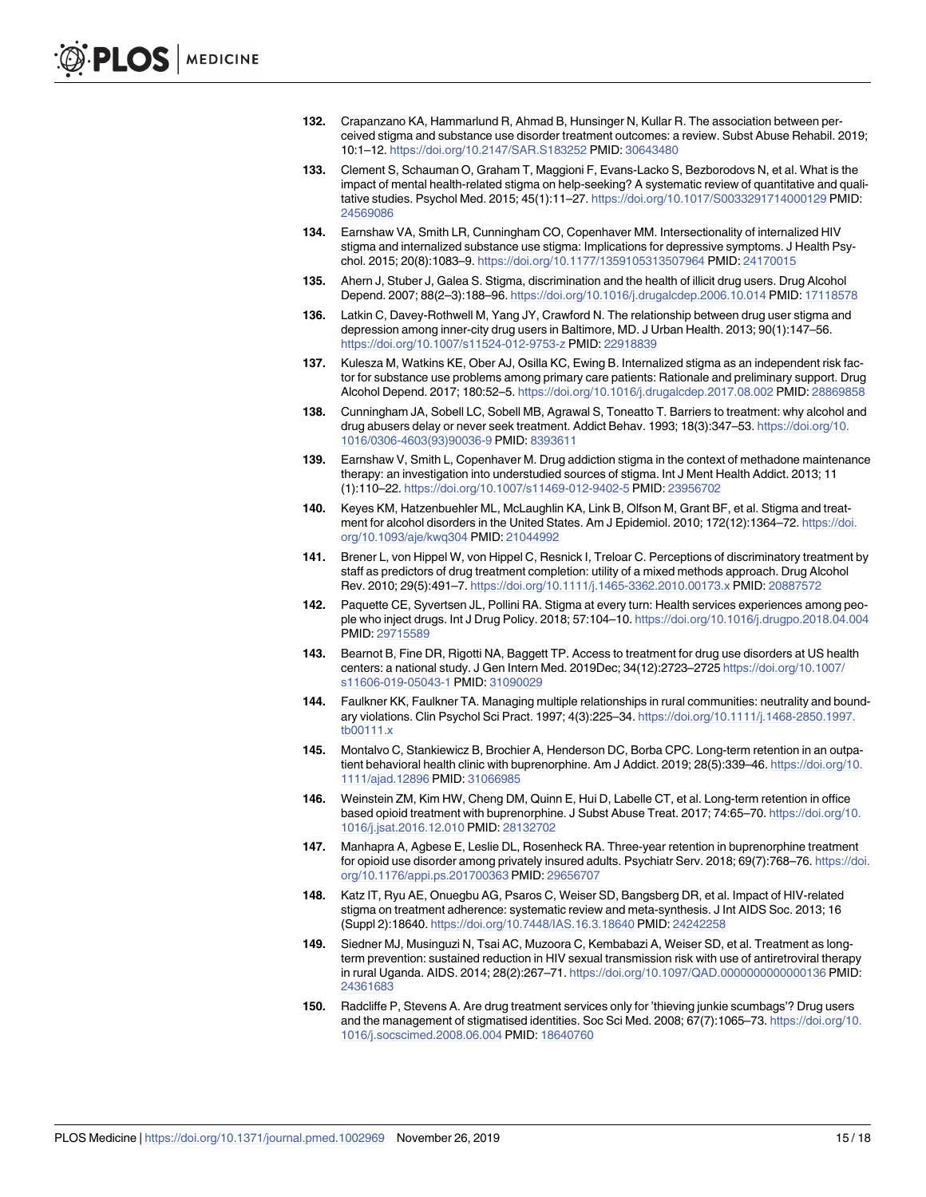132. Crapanzano KA, Hammarlund R, Ahmad B, Hunsinger N, Kullar R. The association between perceived stigma and substance use disorder treatment outcomes: a review. Subst Abuse Rehabil. 2019; 10:1–12. https://doi.org/10.2147/SAR.S183252 PMID: 30643480

133. Clement S, Schauman O, Graham T, Maggioni F, Evans-Lacko S, Bezborodovs N, et al. What is the impact of mental health-related stigma on help-seeking? A systematic review of quantitative and qualitative studies. Psychol Med. 2015; 45(1):11–27. https://doi.org/10.1017/S0033291714000129 PMID: 24569086

134. Earnshaw VA, Smith LR, Cunningham CO, Copenhaver MM. Intersectionality of internalized HIV stigma and internalized substance use stigma: Implications for depressive symptoms. J Health Psychol. 2015; 20(8):1083–9. https://doi.org/10.1177/1359105313507964 PMID: 24170015

135. Ahern J, Stuber J, Galea S. Stigma, discrimination and the health of illicit drug users. Drug Alcohol Depend. 2007; 88(2–3):188–96. https://doi.org/10.1016/j.drugalcdep.2006.10.014 PMID: 17118578

136. Latkin C, Davey-Rothwell M, Yang JY, Crawford N. The relationship between drug user stigma and depression among inner-city drug users in Baltimore, MD. J Urban Health. 2013; 90(1):147–56. https://doi.org/10.1007/s11524-012-9753-z PMID: 22918839

137. Kulesza M, Watkins KE, Ober AJ, Osilla KC, Ewing B. Internalized stigma as an independent risk factor for substance use problems among primary care patients: Rationale and preliminary support. Drug Alcohol Depend. 2017; 180:52–5. https://doi.org/10.1016/j.drugalcdep.2017.08.002 PMID: 28869858

138. Cunningham JA, Sobell LC, Sobell MB, Agrawal S, Toneatto T. Barriers to treatment: why alcohol and drug abusers delay or never seek treatment. Addict Behav. 1993; 18(3):347–53. https://doi.org/10.1016/0306-4603(93)90036-9 PMID: 8393611

139. Earnshaw V, Smith L, Copenhaver M. Drug addiction stigma in the context of methadone maintenance therapy: an investigation into understudied sources of stigma. Int J Ment Health Addict. 2013; 11 (1):110–22. https://doi.org/10.1007/s11469-012-9402-5 PMID: 23956702

140. Keyes KM, Hatzenbuehler ML, McLaughlin KA, Link B, Olfson M, Grant BF, et al. Stigma and treatment for alcohol disorders in the United States. Am J Epidemiol. 2010; 172(12):1364–72. https://doi.org/10.1093/aje/kwq304 PMID: 21044992

141. Brener L, von Hippel W, von Hippel C, Resnick I, Treloar C. Perceptions of discriminatory treatment by staff as predictors of drug treatment completion: utility of a mixed methods approach. Drug Alcohol Rev. 2010; 29(5):491–7. https://doi.org/10.1111/j.1465-3362.2010.00173.x PMID: 20887572

142. Paquette CE, Syvertsen JL, Pollini RA. Stigma at every turn: Health services experiences among people who inject drugs. Int J Drug Policy. 2018; 57:104–10. https://doi.org/10.1016/j.drugpo.2018.04.004 PMID: 29715589

143. Bearnot B, Fine DR, Rigotti NA, Baggett TP. Access to treatment for drug use disorders at US health centers: a national study. J Gen Intern Med. 2019Dec; 34(12):2723–2725 https://doi.org/10.1007/s11606-019-05043-1 PMID: 31090029

144. Faulkner KK, Faulkner TA. Managing multiple relationships in rural communities: neutrality and boundary violations. Clin Psychol Sci Pract. 1997; 4(3):225–34. https://doi.org/10.1111/j.1468-2850.1997.tb00111.x

145. Montalvo C, Stankiewicz B, Brochier A, Henderson DC, Borba CPC. Long-term retention in an outpatient behavioral health clinic with buprenorphine. Am J Addict. 2019; 28(5):339–46. https://doi.org/10.1111/ajad.12896 PMID: 31066985

146. Weinstein ZM, Kim HW, Cheng DM, Quinn E, Hui D, Labelle CT, et al. Long-term retention in office based opioid treatment with buprenorphine. J Subst Abuse Treat. 2017; 74:65–70. https://doi.org/10.1016/j.jsat.2016.12.010 PMID: 28132702

147. Manhapra A, Agbese E, Leslie DL, Rosenheck RA. Three-year retention in buprenorphine treatment for opioid use disorder among privately insured adults. Psychiatr Serv. 2018; 69(7):768–76. https://doi.org/10.1176/appi.ps.201700363 PMID: 29656707

148. Katz IT, Ryu AE, Onuegbu AG, Psaros C, Weiser SD, Bangsberg DR, et al. Impact of HIV-related stigma on treatment adherence: systematic review and meta-synthesis. J Int AIDS Soc. 2013; 16 (Suppl 2):18640. https://doi.org/10.7448/IAS.16.3.18640 PMID: 24242258

149. Siedner MJ, Musinguzi N, Tsai AC, Muzoora C, Kembabazi A, Weiser SD, et al. Treatment as long-term prevention: sustained reduction in HIV sexual transmission risk with use of antiretroviral therapy in rural Uganda. AIDS. 2014; 28(2):267–71. https://doi.org/10.1097/QAD.0000000000000136 PMID: 24361683

150. Radcliffe P, Stevens A. Are drug treatment services only for 'thieving junkie scumbags'? Drug users and the management of stigmatised identities. Soc Sci Med. 2008; 67(7):1065–73. https://doi.org/10.1016/j.socscimed.2008.06.004 PMID: 18640760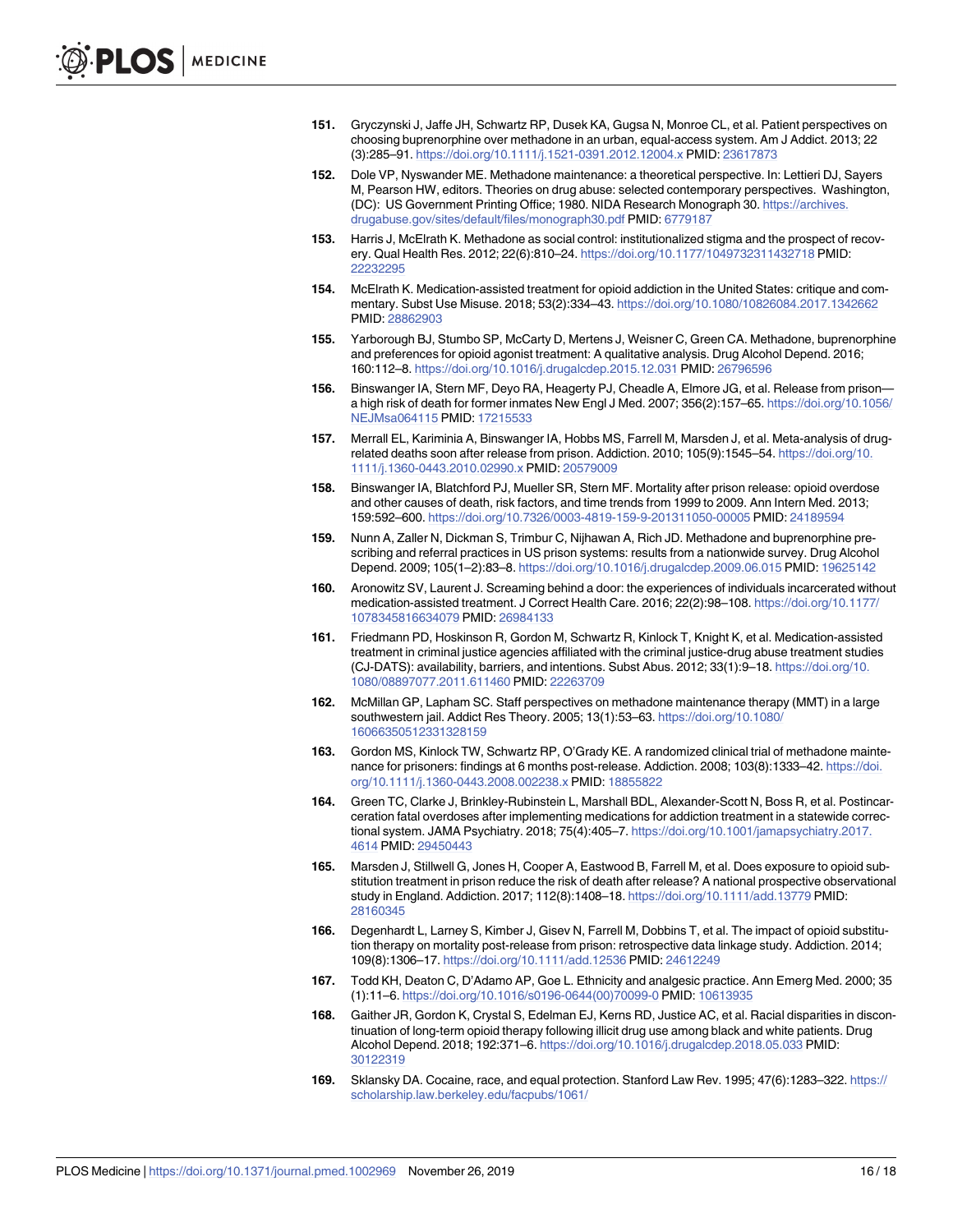151. Gryczynski J, Jaffe JH, Schwartz RP, Dusek KA, Gugsa N, Monroe CL, et al. Patient perspectives on choosing buprenorphine over methadone in an urban, equal-access system. Am J Addict. 2013; 22 (3):285–91. https://doi.org/10.1111/j.1521-0391.2012.12004.x PMID: 23617873

152. Dole VP, Nyswander ME. Methadone maintenance: a theoretical perspective. In: Lettieri DJ, Sayers M, Pearson HW, editors. Theories on drug abuse: selected contemporary perspectives. Washington, (DC): US Government Printing Office; 1980. NIDA Research Monograph 30. https://archives.drugabuse.gov/sites/default/files/monograph30.pdf PMID: 6779187

153. Harris J, McElrath K. Methadone as social control: institutionalized stigma and the prospect of recovery. Qual Health Res. 2012; 22(6):810–24. https://doi.org/10.1177/1049732311432718 PMID: 22232295

154. McElrath K. Medication-assisted treatment for opioid addiction in the United States: critique and commentary. Subst Use Misuse. 2018; 53(2):334–43. https://doi.org/10.1080/10826084.2017.1342662 PMID: 28862903

155. Yarborough BJ, Stumbo SP, McCarty D, Mertens J, Weisner C, Green CA. Methadone, buprenorphine and preferences for opioid agonist treatment: A qualitative analysis. Drug Alcohol Depend. 2016; 160:112–8. https://doi.org/10.1016/j.drugalcdep.2015.12.031 PMID: 26796596

156. Binswanger IA, Stern MF, Deyo RA, Heagerty PJ, Cheadle A, Elmore JG, et al. Release from prison—a high risk of death for former inmates New Engl J Med. 2007; 356(2):157–65. https://doi.org/10.1056/NEJMsa064115 PMID: 17215533

157. Merrall EL, Kariminia A, Binswanger IA, Hobbs MS, Farrell M, Marsden J, et al. Meta-analysis of drug-related deaths soon after release from prison. Addiction. 2010; 105(9):1545–54. https://doi.org/10.1111/j.1360-0443.2010.02990.x PMID: 20579009

158. Binswanger IA, Blatchford PJ, Mueller SR, Stern MF. Mortality after prison release: opioid overdose and other causes of death, risk factors, and time trends from 1999 to 2009. Ann Intern Med. 2013; 159:592–600. https://doi.org/10.7326/0003-4819-159-9-201311050-00005 PMID: 24189594

159. Nunn A, Zaller N, Dickman S, Trimbur C, Nijhawan A, Rich JD. Methadone and buprenorphine prescribing and referral practices in US prison systems: results from a nationwide survey. Drug Alcohol Depend. 2009; 105(1–2):83–8. https://doi.org/10.1016/j.drugalcdep.2009.06.015 PMID: 19625142

160. Aronowitz SV, Laurent J. Screaming behind a door: the experiences of individuals incarcerated without medication-assisted treatment. J Correct Health Care. 2016; 22(2):98–108. https://doi.org/10.1177/1078345816634079 PMID: 26984133

161. Friedmann PD, Hoskinson R, Gordon M, Schwartz R, Kinlock T, Knight K, et al. Medication-assisted treatment in criminal justice agencies affiliated with the criminal justice-drug abuse treatment studies (CJ-DATS): availability, barriers, and intentions. Subst Abus. 2012; 33(1):9–18. https://doi.org/10.1080/08897077.2011.611460 PMID: 22263709

162. McMillan GP, Lapham SC. Staff perspectives on methadone maintenance therapy (MMT) in a large southwestern jail. Addict Res Theory. 2005; 13(1):53–63. https://doi.org/10.1080/16066350512331328159

163. Gordon MS, Kinlock TW, Schwartz RP, O'Grady KE. A randomized clinical trial of methadone maintenance for prisoners: findings at 6 months post-release. Addiction. 2008; 103(8):1333–42. https://doi.org/10.1111/j.1360-0443.2008.002238.x PMID: 18855822

164. Green TC, Clarke J, Brinkley-Rubinstein L, Marshall BDL, Alexander-Scott N, Boss R, et al. Postincarceration fatal overdoses after implementing medications for addiction treatment in a statewide correctional system. JAMA Psychiatry. 2018; 75(4):405–7. https://doi.org/10.1001/jamapsychiatry.2017.4614 PMID: 29450443

165. Marsden J, Stillwell G, Jones H, Cooper A, Eastwood B, Farrell M, et al. Does exposure to opioid substitution treatment in prison reduce the risk of death after release? A national prospective observational study in England. Addiction. 2017; 112(8):1408–18. https://doi.org/10.1111/add.13779 PMID: 28160345

166. Degenhardt L, Larney S, Kimber J, Gisev N, Farrell M, Dobbins T, et al. The impact of opioid substitution therapy on mortality post-release from prison: retrospective data linkage study. Addiction. 2014; 109(8):1306–17. https://doi.org/10.1111/add.12536 PMID: 24612249

167. Todd KH, Deaton C, D'Adamo AP, Goe L. Ethnicity and analgesic practice. Ann Emerg Med. 2000; 35 (1):11–6. https://doi.org/10.1016/s0196-0644(00)70099-0 PMID: 10613935

168. Gaither JR, Gordon K, Crystal S, Edelman EJ, Kerns RD, Justice AC, et al. Racial disparities in discontinuation of long-term opioid therapy following illicit drug use among black and white patients. Drug Alcohol Depend. 2018; 192:371–6. https://doi.org/10.1016/j.drugalcdep.2018.05.033 PMID: 30122319

169. Sklansky DA. Cocaine, race, and equal protection. Stanford Law Rev. 1995; 47(6):1283–322. https://scholarship.law.berkeley.edu/facpubs/1061/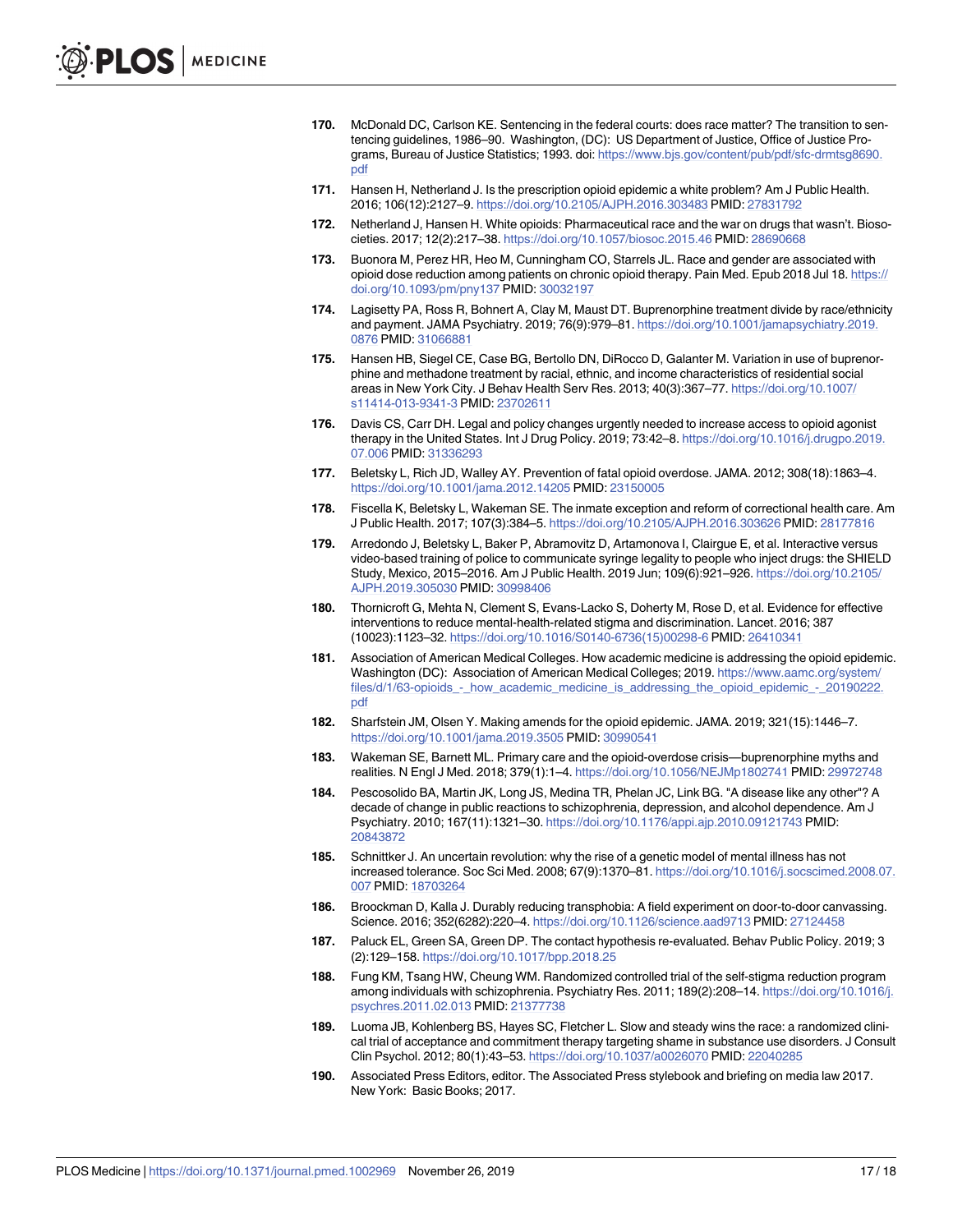170. McDonald DC, Carlson KE. Sentencing in the federal courts: does race matter? The transition to sentencing guidelines, 1986–90. Washington, (DC): US Department of Justice, Office of Justice Programs, Bureau of Justice Statistics; 1993. doi: https://www.bjs.gov/content/pub/pdf/sfc-drmtsg8690.pdf

171. Hansen H, Netherland J. Is the prescription opioid epidemic a white problem? Am J Public Health. 2016; 106(12):2127–9. https://doi.org/10.2105/AJPH.2016.303483 PMID: 27831792

172. Netherland J, Hansen H. White opioids: Pharmaceutical race and the war on drugs that wasn't. Biosocieties. 2017; 12(2):217–38. https://doi.org/10.1057/biosoc.2015.46 PMID: 28690668

173. Buonora M, Perez HR, Heo M, Cunningham CO, Starrels JL. Race and gender are associated with opioid dose reduction among patients on chronic opioid therapy. Pain Med. Epub 2018 Jul 18. https://doi.org/10.1093/pm/pny137 PMID: 30032197

174. Lagisetty PA, Ross R, Bohnert A, Clay M, Maust DT. Buprenorphine treatment divide by race/ethnicity and payment. JAMA Psychiatry. 2019; 76(9):979–81. https://doi.org/10.1001/jamapsychiatry.2019.0876 PMID: 31066881

175. Hansen HB, Siegel CE, Case BG, Bertollo DN, DiRocco D, Galanter M. Variation in use of buprenorphine and methadone treatment by racial, ethnic, and income characteristics of residential social areas in New York City. J Behav Health Serv Res. 2013; 40(3):367–77. https://doi.org/10.1007/s11414-013-9341-3 PMID: 23702611

176. Davis CS, Carr DH. Legal and policy changes urgently needed to increase access to opioid agonist therapy in the United States. Int J Drug Policy. 2019; 73:42–8. https://doi.org/10.1016/j.drugpo.2019.07.006 PMID: 31336293

177. Beletsky L, Rich JD, Walley AY. Prevention of fatal opioid overdose. JAMA. 2012; 308(18):1863–4. https://doi.org/10.1001/jama.2012.14205 PMID: 23150005

178. Fiscella K, Beletsky L, Wakeman SE. The inmate exception and reform of correctional health care. Am J Public Health. 2017; 107(3):384–5. https://doi.org/10.2105/AJPH.2016.303626 PMID: 28177816

179. Arredondo J, Beletsky L, Baker P, Abramovitz D, Artamonova I, Clairgue E, et al. Interactive versus video-based training of police to communicate syringe legality to people who inject drugs: the SHIELD Study, Mexico, 2015–2016. Am J Public Health. 2019 Jun; 109(6):921–926. https://doi.org/10.2105/AJPH.2019.305030 PMID: 30998406

180. Thornicroft G, Mehta N, Clement S, Evans-Lacko S, Doherty M, Rose D, et al. Evidence for effective interventions to reduce mental-health-related stigma and discrimination. Lancet. 2016; 387(10023):1123–32. https://doi.org/10.1016/S0140-6736(15)00298-6 PMID: 26410341

181. Association of American Medical Colleges. How academic medicine is addressing the opioid epidemic. Washington (DC): Association of American Medical Colleges; 2019. https://www.aamc.org/system/files/d/1/63-opioids_-_how_academic_medicine_is_addressing_the_opioid_epidemic_-_20190222.pdf

182. Sharfstein JM, Olsen Y. Making amends for the opioid epidemic. JAMA. 2019; 321(15):1446–7. https://doi.org/10.1001/jama.2019.3505 PMID: 30990541

183. Wakeman SE, Barnett ML. Primary care and the opioid-overdose crisis—buprenorphine myths and realities. N Engl J Med. 2018; 379(1):1–4. https://doi.org/10.1056/NEJMp1802741 PMID: 29972748

184. Pescosolido BA, Martin JK, Long JS, Medina TR, Phelan JC, Link BG. "A disease like any other"? A decade of change in public reactions to schizophrenia, depression, and alcohol dependence. Am J Psychiatry. 2010; 167(11):1321–30. https://doi.org/10.1176/appi.ajp.2010.09121743 PMID: 20843872

185. Schnittker J. An uncertain revolution: why the rise of a genetic model of mental illness has not increased tolerance. Soc Sci Med. 2008; 67(9):1370–81. https://doi.org/10.1016/j.socscimed.2008.07.007 PMID: 18703264

186. Broockman D, Kalla J. Durably reducing transphobia: A field experiment on door-to-door canvassing. Science. 2016; 352(6282):220–4. https://doi.org/10.1126/science.aad9713 PMID: 27124458

187. Paluck EL, Green SA, Green DP. The contact hypothesis re-evaluated. Behav Public Policy. 2019; 3(2):129–158. https://doi.org/10.1017/bpp.2018.25

188. Fung KM, Tsang HW, Cheung WM. Randomized controlled trial of the self-stigma reduction program among individuals with schizophrenia. Psychiatry Res. 2011; 189(2):208–14. https://doi.org/10.1016/j.psychres.2011.02.013 PMID: 21377738

189. Luoma JB, Kohlenberg BS, Hayes SC, Fletcher L. Slow and steady wins the race: a randomized clinical trial of acceptance and commitment therapy targeting shame in substance use disorders. J Consult Clin Psychol. 2012; 80(1):43–53. https://doi.org/10.1037/a0026070 PMID: 22040285

190. Associated Press Editors, editor. The Associated Press stylebook and briefing on media law 2017. New York: Basic Books; 2017.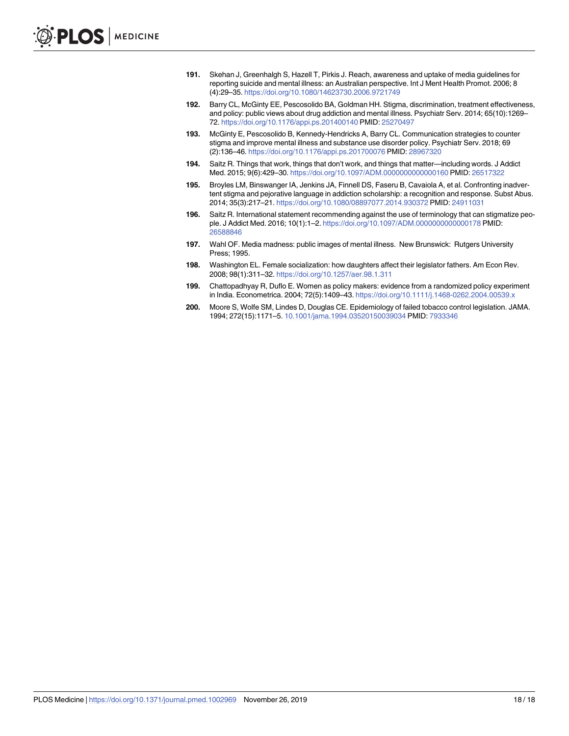191. Skehan J, Greenhalgh S, Hazell T, Pirkis J. Reach, awareness and uptake of media guidelines for reporting suicide and mental illness: an Australian perspective. Int J Ment Health Promot. 2006; 8 (4):29–35. https://doi.org/10.1080/14623730.2006.9721749

192. Barry CL, McGinty EE, Pescosolido BA, Goldman HH. Stigma, discrimination, treatment effectiveness, and policy: public views about drug addiction and mental illness. Psychiatr Serv. 2014; 65(10):1269–72. https://doi.org/10.1176/appi.ps.201400140 PMID: 25270497

193. McGinty E, Pescosolido B, Kennedy-Hendricks A, Barry CL. Communication strategies to counter stigma and improve mental illness and substance use disorder policy. Psychiatr Serv. 2018; 69 (2):136–46. https://doi.org/10.1176/appi.ps.201700076 PMID: 28967320

194. Saitz R. Things that work, things that don't work, and things that matter—including words. J Addict Med. 2015; 9(6):429–30. https://doi.org/10.1097/ADM.0000000000000160 PMID: 26517322

195. Broyles LM, Binswanger IA, Jenkins JA, Finnell DS, Faseru B, Cavaiola A, et al. Confronting inadvertent stigma and pejorative language in addiction scholarship: a recognition and response. Subst Abus. 2014; 35(3):217–21. https://doi.org/10.1080/08897077.2014.930372 PMID: 24911031

196. Saitz R. International statement recommending against the use of terminology that can stigmatize people. J Addict Med. 2016; 10(1):1–2. https://doi.org/10.1097/ADM.0000000000000178 PMID: 26588846

197. Wahl OF. Media madness: public images of mental illness. New Brunswick: Rutgers University Press; 1995.

198. Washington EL. Female socialization: how daughters affect their legislator fathers. Am Econ Rev. 2008; 98(1):311–32. https://doi.org/10.1257/aer.98.1.311

199. Chattopadhyay R, Duflo E. Women as policy makers: evidence from a randomized policy experiment in India. Econometrica. 2004; 72(5):1409–43. https://doi.org/10.1111/j.1468-0262.2004.00539.x

200. Moore S, Wolfe SM, Lindes D, Douglas CE. Epidemiology of failed tobacco control legislation. JAMA. 1994; 272(15):1171–5. 10.1001/jama.1994.03520150039034 PMID: 7933346